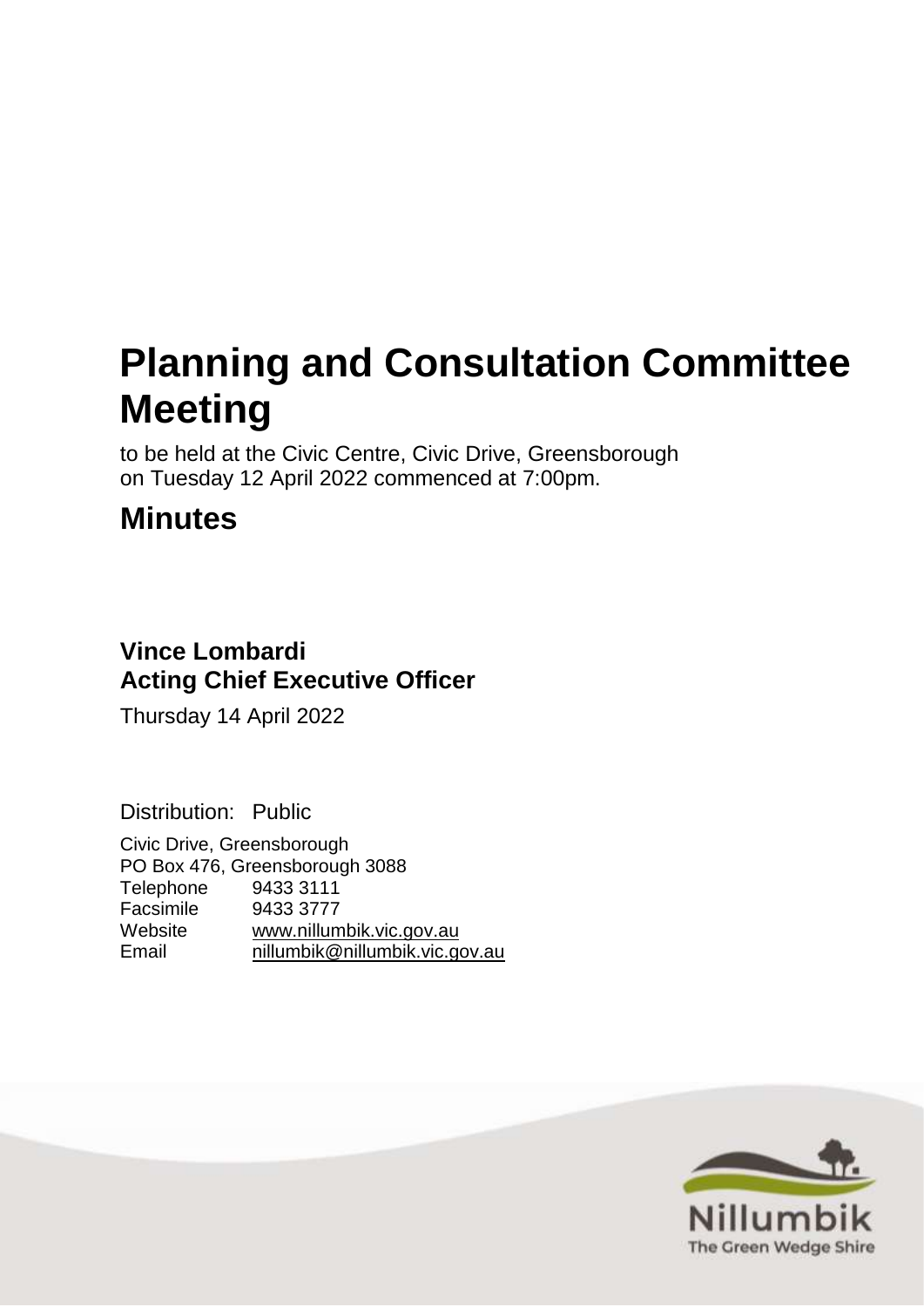# Planning and Consultation Committee Meeting

to be held at the Civic Centre, Civic Drive, Greensborough
on Tuesday 12 April 2022 commenced at 7:00pm.

## Minutes

### Vince Lombardi
### Acting Chief Executive Officer

Thursday 14 April 2022

Distribution: Public

Civic Drive, Greensborough
PO Box 476, Greensborough 3088
Telephone 9433 3111
Facsimile 9433 3777
Website www.nillumbik.vic.gov.au
Email nillumbik@nillumbik.vic.gov.au

Nillumbik
The Green Wedge Shire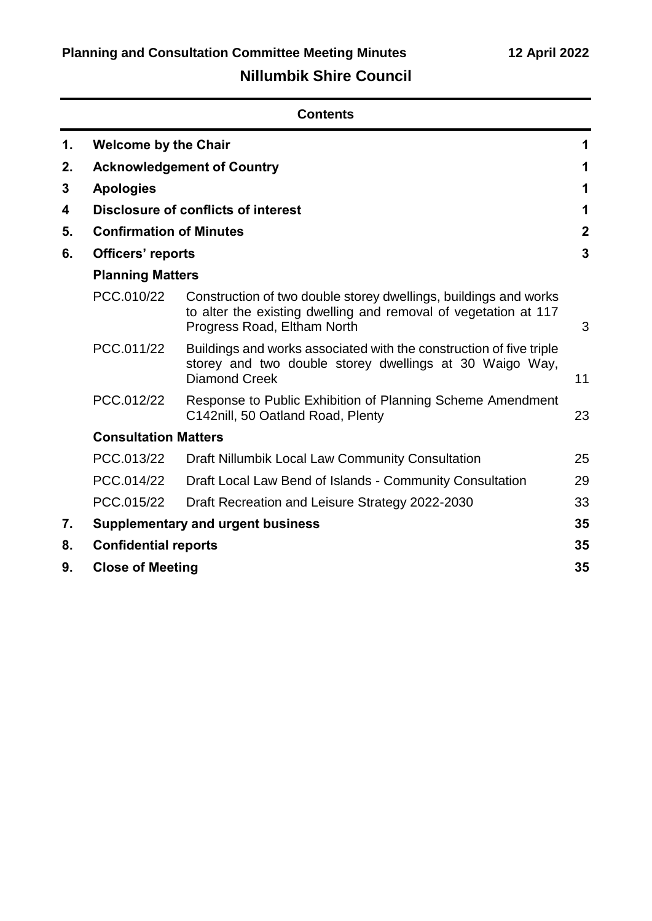**Planning and Consultation Committee Meeting Minutes** **12 April 2022**

## Nillumbik Shire Council

### Contents

| | | | |
|---|---|---|---|
| **1.** | **Welcome by the Chair** | | **1** |
| **2.** | **Acknowledgement of Country** | | **1** |
| **3** | **Apologies** | | **1** |
| **4** | **Disclosure of conflicts of interest** | | **1** |
| **5.** | **Confirmation of Minutes** | | **2** |
| **6.** | **Officers' reports** | | **3** |
| | **Planning Matters** | | |
| | PCC.010/22 | Construction of two double storey dwellings, buildings and works to alter the existing dwelling and removal of vegetation at 117 Progress Road, Eltham North | 3 |
| | PCC.011/22 | Buildings and works associated with the construction of five triple storey and two double storey dwellings at 30 Waigo Way, Diamond Creek | 11 |
| | PCC.012/22 | Response to Public Exhibition of Planning Scheme Amendment C142nill, 50 Oatland Road, Plenty | 23 |
| | **Consultation Matters** | | |
| | PCC.013/22 | Draft Nillumbik Local Law Community Consultation | 25 |
| | PCC.014/22 | Draft Local Law Bend of Islands - Community Consultation | 29 |
| | PCC.015/22 | Draft Recreation and Leisure Strategy 2022-2030 | 33 |
| **7.** | **Supplementary and urgent business** | | **35** |
| **8.** | **Confidential reports** | | **35** |
| **9.** | **Close of Meeting** | | **35** |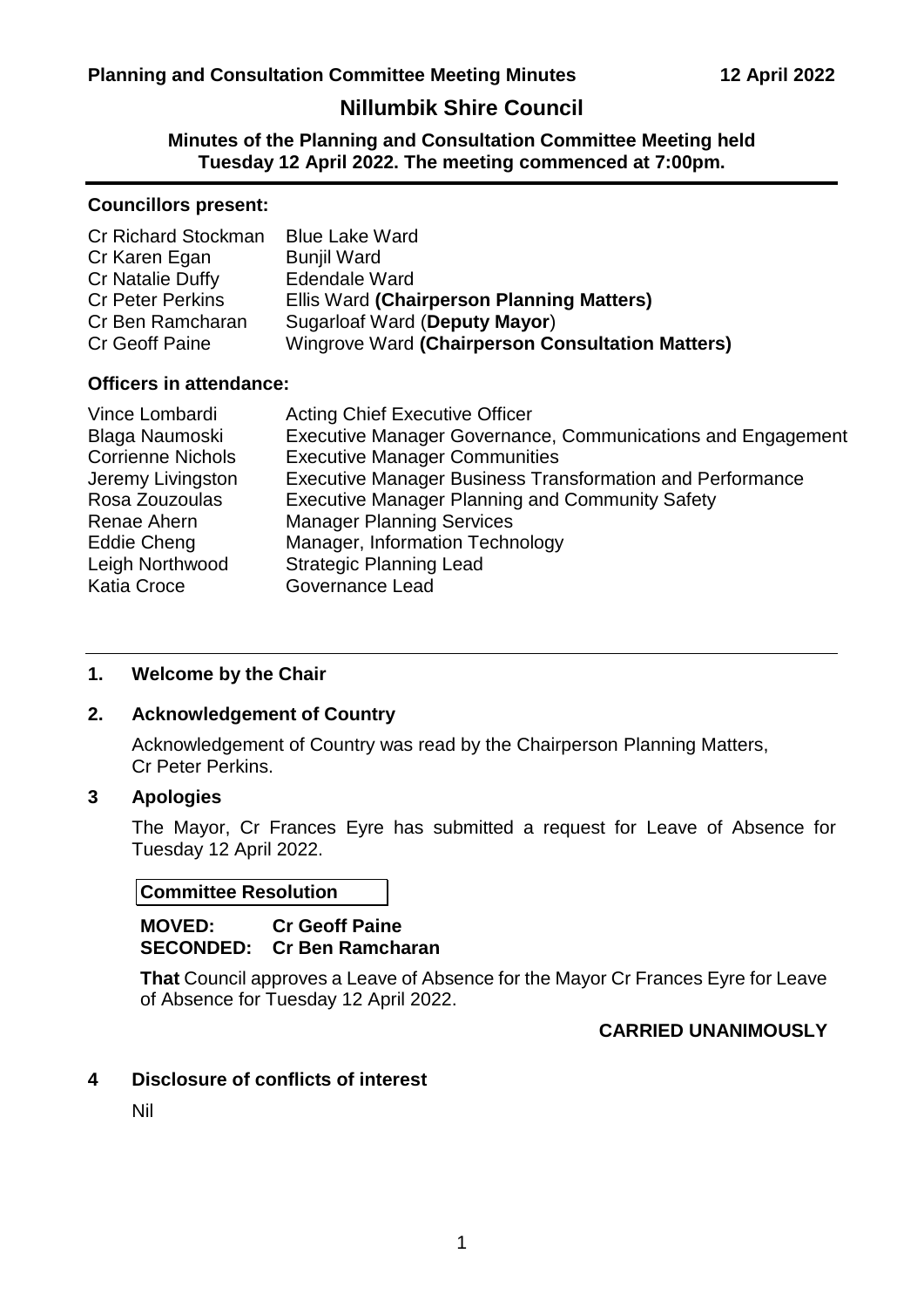# Nillumbik Shire Council

**Minutes of the Planning and Consultation Committee Meeting held Tuesday 12 April 2022. The meeting commenced at 7:00pm.**

---

### Councillors present:

| | |
|---|---|
| Cr Richard Stockman | Blue Lake Ward |
| Cr Karen Egan | Bunjil Ward |
| Cr Natalie Duffy | Edendale Ward |
| Cr Peter Perkins | Ellis Ward **(Chairperson Planning Matters)** |
| Cr Ben Ramcharan | Sugarloaf Ward (**Deputy Mayor**) |
| Cr Geoff Paine | Wingrove Ward **(Chairperson Consultation Matters)** |

### Officers in attendance:

| | |
|---|---|
| Vince Lombardi | Acting Chief Executive Officer |
| Blaga Naumoski | Executive Manager Governance, Communications and Engagement |
| Corrienne Nichols | Executive Manager Communities |
| Jeremy Livingston | Executive Manager Business Transformation and Performance |
| Rosa Zouzoulas | Executive Manager Planning and Community Safety |
| Renae Ahern | Manager Planning Services |
| Eddie Cheng | Manager, Information Technology |
| Leigh Northwood | Strategic Planning Lead |
| Katia Croce | Governance Lead |

---

## 1. Welcome by the Chair

## 2. Acknowledgement of Country

Acknowledgement of Country was read by the Chairperson Planning Matters, Cr Peter Perkins.

## 3 Apologies

The Mayor, Cr Frances Eyre has submitted a request for Leave of Absence for Tuesday 12 April 2022.

**Committee Resolution**

**MOVED: Cr Geoff Paine**
**SECONDED: Cr Ben Ramcharan**

**That** Council approves a Leave of Absence for the Mayor Cr Frances Eyre for Leave of Absence for Tuesday 12 April 2022.

**CARRIED UNANIMOUSLY**

## 4 Disclosure of conflicts of interest

Nil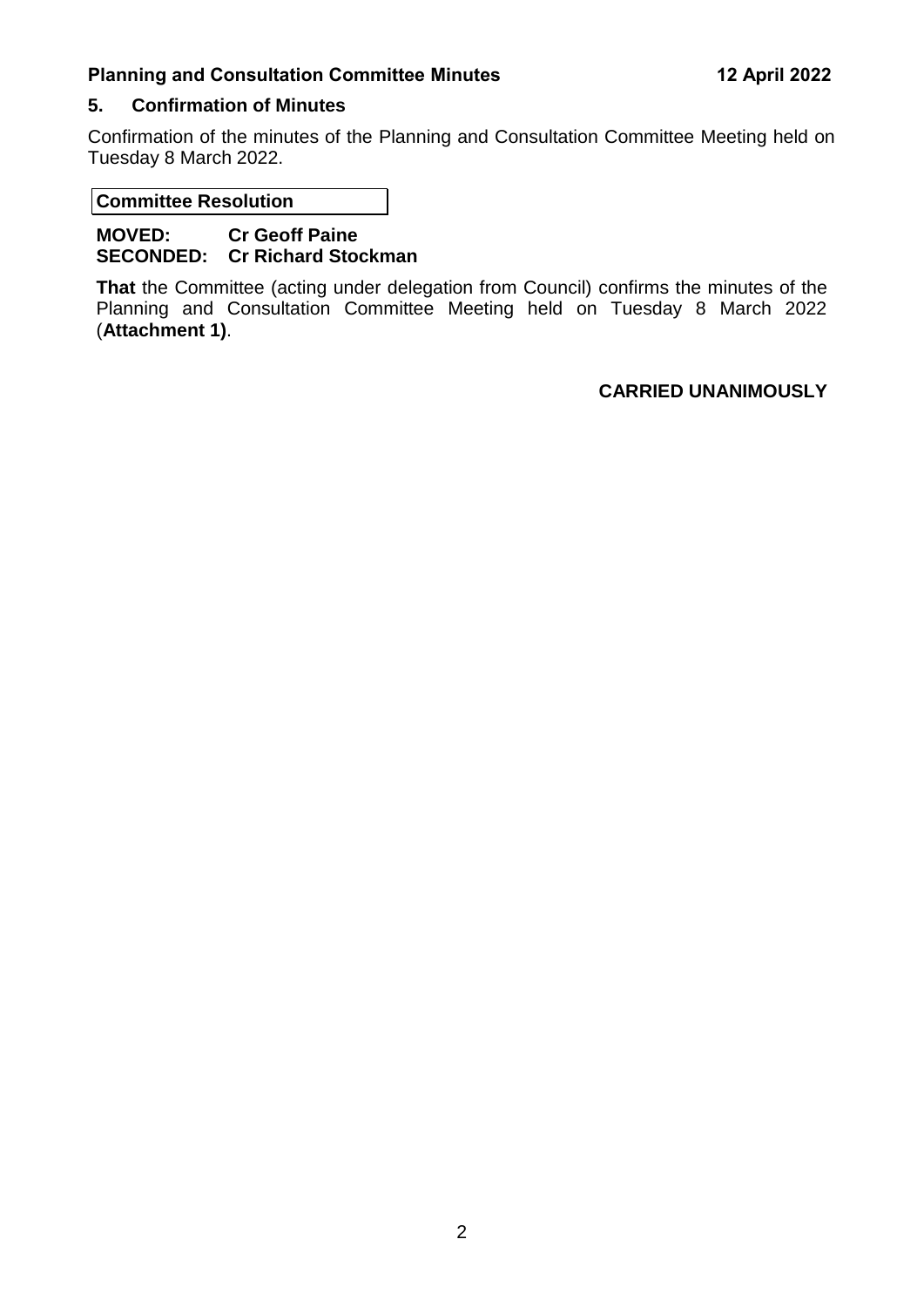## 5. Confirmation of Minutes

Confirmation of the minutes of the Planning and Consultation Committee Meeting held on Tuesday 8 March 2022.

**Committee Resolution**

**MOVED: Cr Geoff Paine**
**SECONDED: Cr Richard Stockman**

**That** the Committee (acting under delegation from Council) confirms the minutes of the Planning and Consultation Committee Meeting held on Tuesday 8 March 2022 (**Attachment 1)**.

**CARRIED UNANIMOUSLY**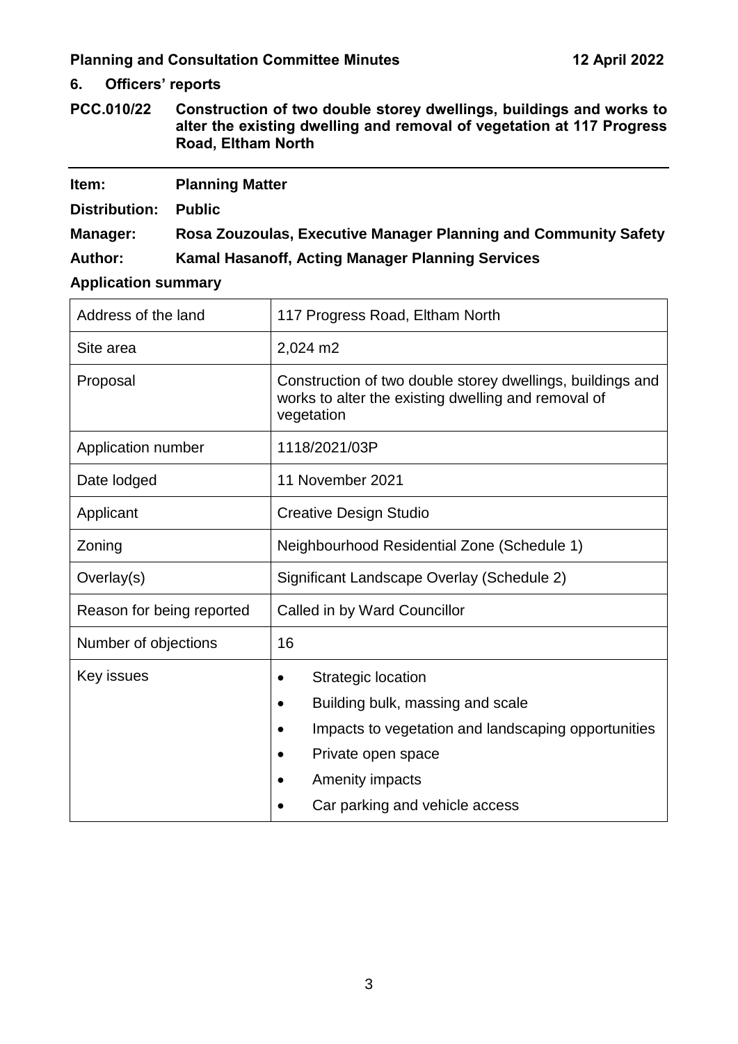## 6. Officers' reports

### PCC.010/22 Construction of two double storey dwellings, buildings and works to alter the existing dwelling and removal of vegetation at 117 Progress Road, Eltham North

**Item:** Planning Matter

**Distribution:** Public

**Manager:** Rosa Zouzoulas, Executive Manager Planning and Community Safety

**Author:** Kamal Hasanoff, Acting Manager Planning Services

**Application summary**

| | |
|---|---|
| Address of the land | 117 Progress Road, Eltham North |
| Site area | 2,024 m2 |
| Proposal | Construction of two double storey dwellings, buildings and works to alter the existing dwelling and removal of vegetation |
| Application number | 1118/2021/03P |
| Date lodged | 11 November 2021 |
| Applicant | Creative Design Studio |
| Zoning | Neighbourhood Residential Zone (Schedule 1) |
| Overlay(s) | Significant Landscape Overlay (Schedule 2) |
| Reason for being reported | Called in by Ward Councillor |
| Number of objections | 16 |
| Key issues | • Strategic location<br>• Building bulk, massing and scale<br>• Impacts to vegetation and landscaping opportunities<br>• Private open space<br>• Amenity impacts<br>• Car parking and vehicle access |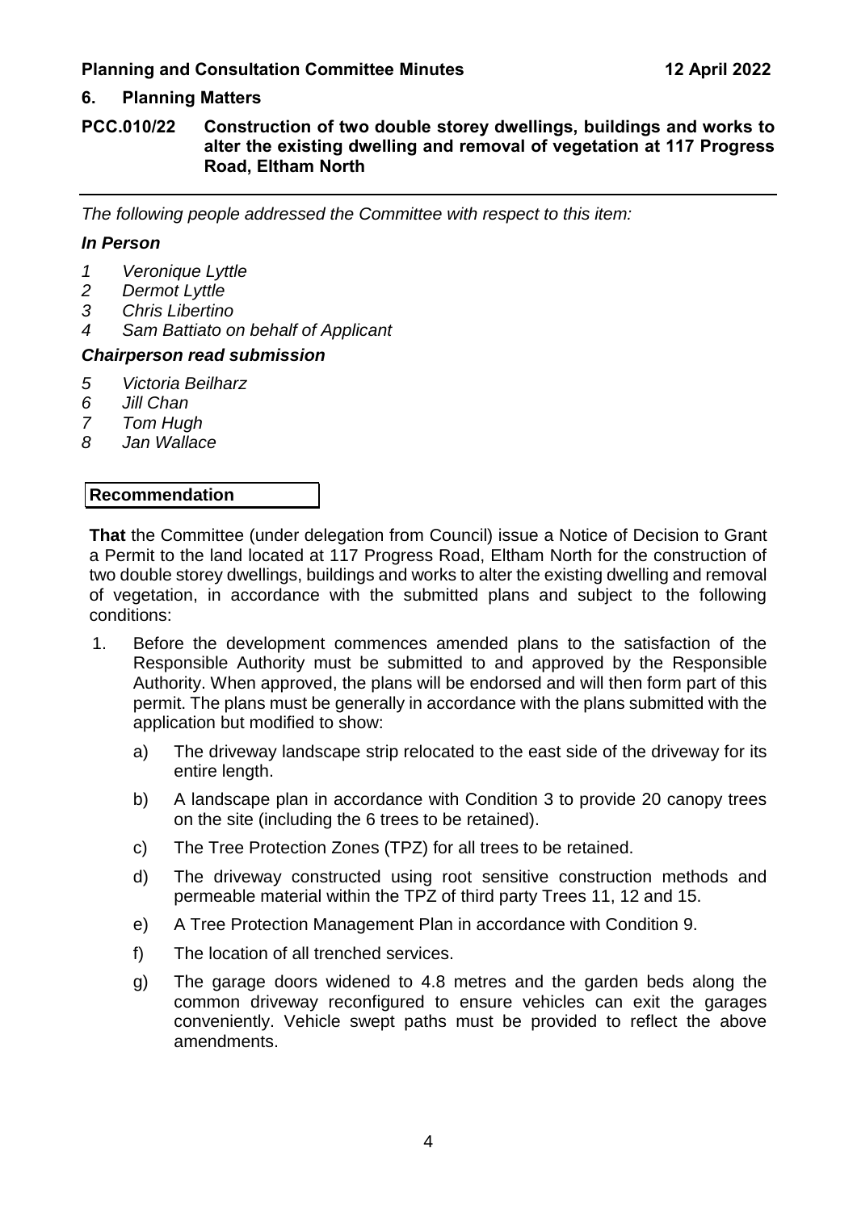## 6. Planning Matters

### PCC.010/22 Construction of two double storey dwellings, buildings and works to alter the existing dwelling and removal of vegetation at 117 Progress Road, Eltham North

*The following people addressed the Committee with respect to this item:*

***In Person***

1. *Veronique Lyttle*
2. *Dermot Lyttle*
3. *Chris Libertino*
4. *Sam Battiato on behalf of Applicant*

***Chairperson read submission***

5. *Victoria Beilharz*
6. *Jill Chan*
7. *Tom Hugh*
8. *Jan Wallace*

**Recommendation**

**That** the Committee (under delegation from Council) issue a Notice of Decision to Grant a Permit to the land located at 117 Progress Road, Eltham North for the construction of two double storey dwellings, buildings and works to alter the existing dwelling and removal of vegetation, in accordance with the submitted plans and subject to the following conditions:

1. Before the development commences amended plans to the satisfaction of the Responsible Authority must be submitted to and approved by the Responsible Authority. When approved, the plans will be endorsed and will then form part of this permit. The plans must be generally in accordance with the plans submitted with the application but modified to show:
   a) The driveway landscape strip relocated to the east side of the driveway for its entire length.
   b) A landscape plan in accordance with Condition 3 to provide 20 canopy trees on the site (including the 6 trees to be retained).
   c) The Tree Protection Zones (TPZ) for all trees to be retained.
   d) The driveway constructed using root sensitive construction methods and permeable material within the TPZ of third party Trees 11, 12 and 15.
   e) A Tree Protection Management Plan in accordance with Condition 9.
   f) The location of all trenched services.
   g) The garage doors widened to 4.8 metres and the garden beds along the common driveway reconfigured to ensure vehicles can exit the garages conveniently. Vehicle swept paths must be provided to reflect the above amendments.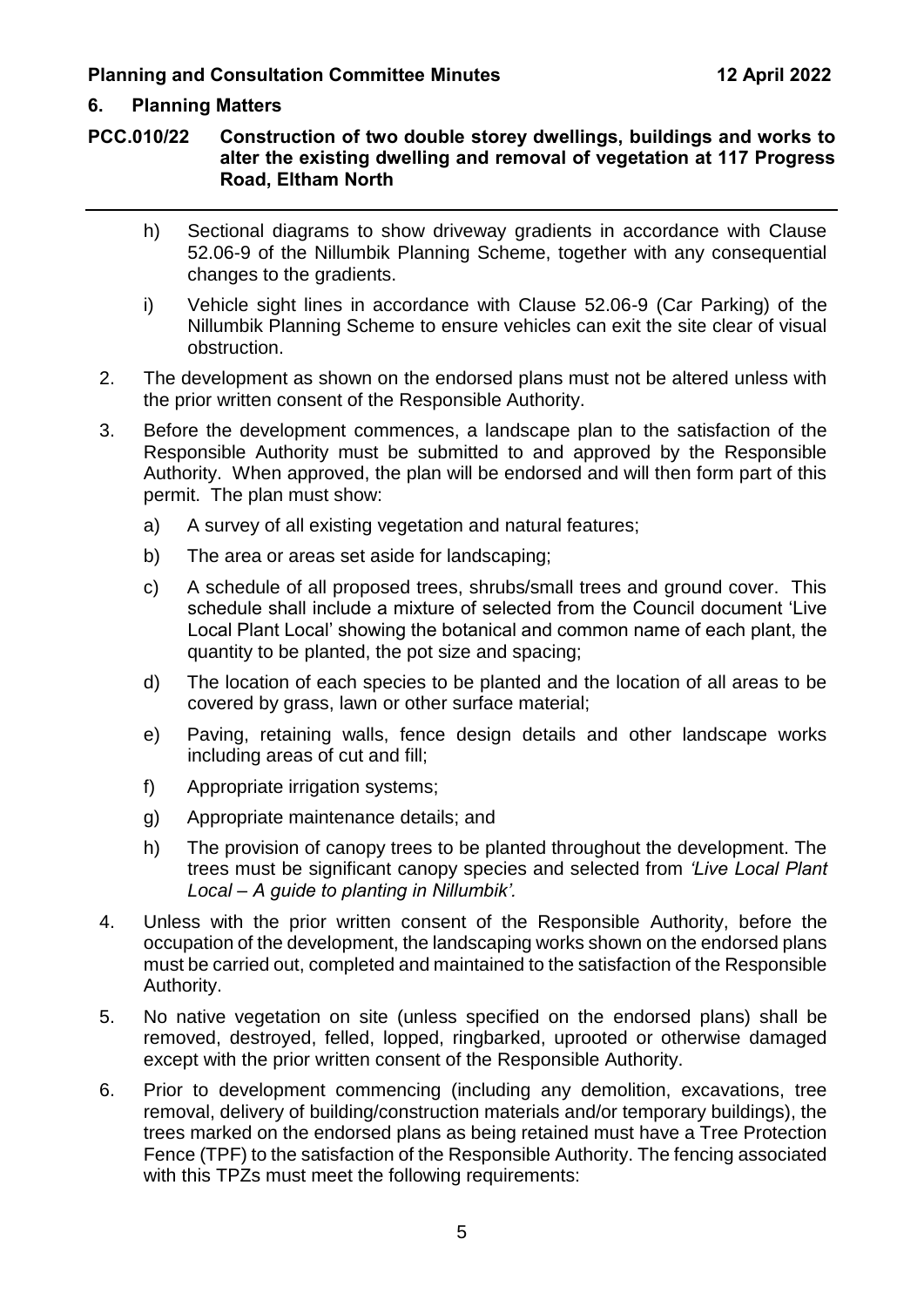## 6. Planning Matters

### PCC.010/22 Construction of two double storey dwellings, buildings and works to alter the existing dwelling and removal of vegetation at 117 Progress Road, Eltham North

h) Sectional diagrams to show driveway gradients in accordance with Clause 52.06-9 of the Nillumbik Planning Scheme, together with any consequential changes to the gradients.

i) Vehicle sight lines in accordance with Clause 52.06-9 (Car Parking) of the Nillumbik Planning Scheme to ensure vehicles can exit the site clear of visual obstruction.

2. The development as shown on the endorsed plans must not be altered unless with the prior written consent of the Responsible Authority.

3. Before the development commences, a landscape plan to the satisfaction of the Responsible Authority must be submitted to and approved by the Responsible Authority. When approved, the plan will be endorsed and will then form part of this permit. The plan must show:

   a) A survey of all existing vegetation and natural features;

   b) The area or areas set aside for landscaping;

   c) A schedule of all proposed trees, shrubs/small trees and ground cover. This schedule shall include a mixture of selected from the Council document 'Live Local Plant Local' showing the botanical and common name of each plant, the quantity to be planted, the pot size and spacing;

   d) The location of each species to be planted and the location of all areas to be covered by grass, lawn or other surface material;

   e) Paving, retaining walls, fence design details and other landscape works including areas of cut and fill;

   f) Appropriate irrigation systems;

   g) Appropriate maintenance details; and

   h) The provision of canopy trees to be planted throughout the development. The trees must be significant canopy species and selected from *'Live Local Plant Local – A guide to planting in Nillumbik'.*

4. Unless with the prior written consent of the Responsible Authority, before the occupation of the development, the landscaping works shown on the endorsed plans must be carried out, completed and maintained to the satisfaction of the Responsible Authority.

5. No native vegetation on site (unless specified on the endorsed plans) shall be removed, destroyed, felled, lopped, ringbarked, uprooted or otherwise damaged except with the prior written consent of the Responsible Authority.

6. Prior to development commencing (including any demolition, excavations, tree removal, delivery of building/construction materials and/or temporary buildings), the trees marked on the endorsed plans as being retained must have a Tree Protection Fence (TPF) to the satisfaction of the Responsible Authority. The fencing associated with this TPZs must meet the following requirements: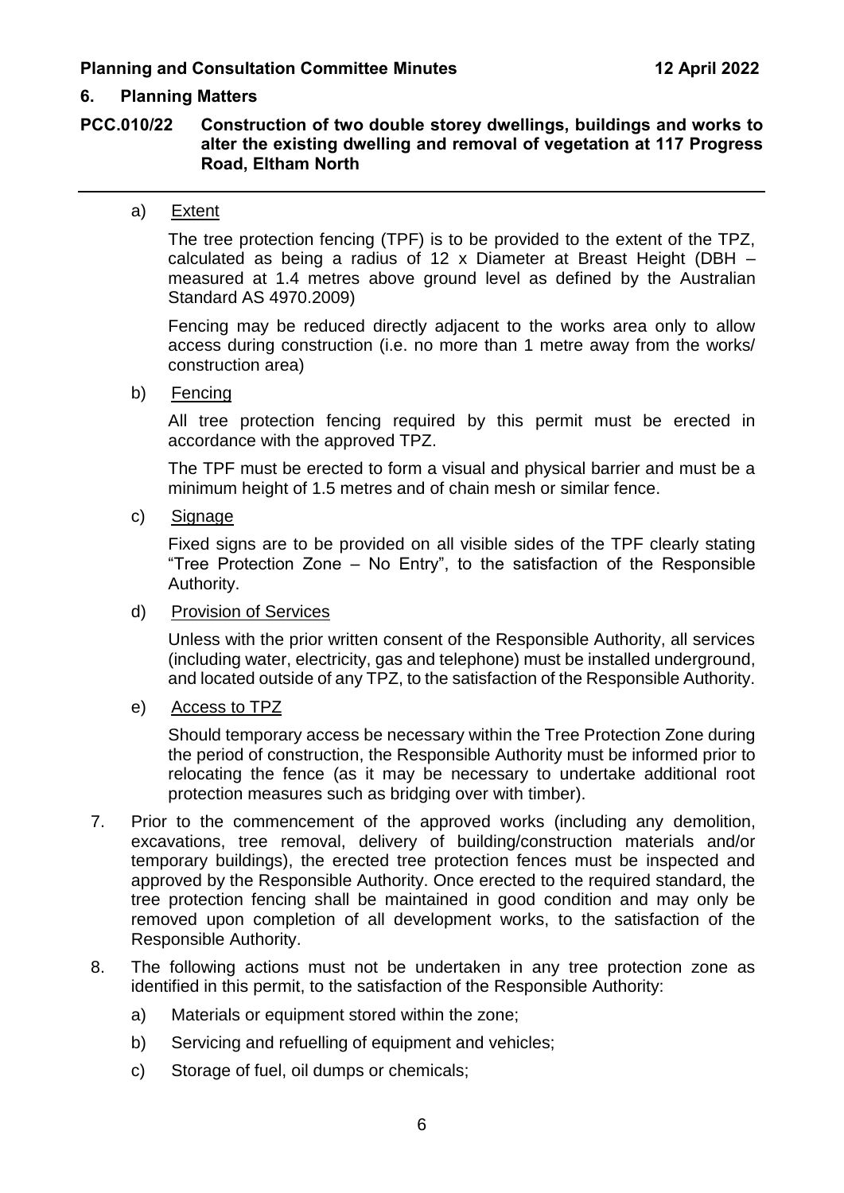## 6. Planning Matters

### PCC.010/22 Construction of two double storey dwellings, buildings and works to alter the existing dwelling and removal of vegetation at 117 Progress Road, Eltham North

a) Extent

The tree protection fencing (TPF) is to be provided to the extent of the TPZ, calculated as being a radius of 12 x Diameter at Breast Height (DBH – measured at 1.4 metres above ground level as defined by the Australian Standard AS 4970.2009)

Fencing may be reduced directly adjacent to the works area only to allow access during construction (i.e. no more than 1 metre away from the works/ construction area)

b) Fencing

All tree protection fencing required by this permit must be erected in accordance with the approved TPZ.

The TPF must be erected to form a visual and physical barrier and must be a minimum height of 1.5 metres and of chain mesh or similar fence.

c) Signage

Fixed signs are to be provided on all visible sides of the TPF clearly stating "Tree Protection Zone – No Entry", to the satisfaction of the Responsible Authority.

d) Provision of Services

Unless with the prior written consent of the Responsible Authority, all services (including water, electricity, gas and telephone) must be installed underground, and located outside of any TPZ, to the satisfaction of the Responsible Authority.

e) Access to TPZ

Should temporary access be necessary within the Tree Protection Zone during the period of construction, the Responsible Authority must be informed prior to relocating the fence (as it may be necessary to undertake additional root protection measures such as bridging over with timber).

7. Prior to the commencement of the approved works (including any demolition, excavations, tree removal, delivery of building/construction materials and/or temporary buildings), the erected tree protection fences must be inspected and approved by the Responsible Authority. Once erected to the required standard, the tree protection fencing shall be maintained in good condition and may only be removed upon completion of all development works, to the satisfaction of the Responsible Authority.

8. The following actions must not be undertaken in any tree protection zone as identified in this permit, to the satisfaction of the Responsible Authority:

   a) Materials or equipment stored within the zone;

   b) Servicing and refuelling of equipment and vehicles;

   c) Storage of fuel, oil dumps or chemicals;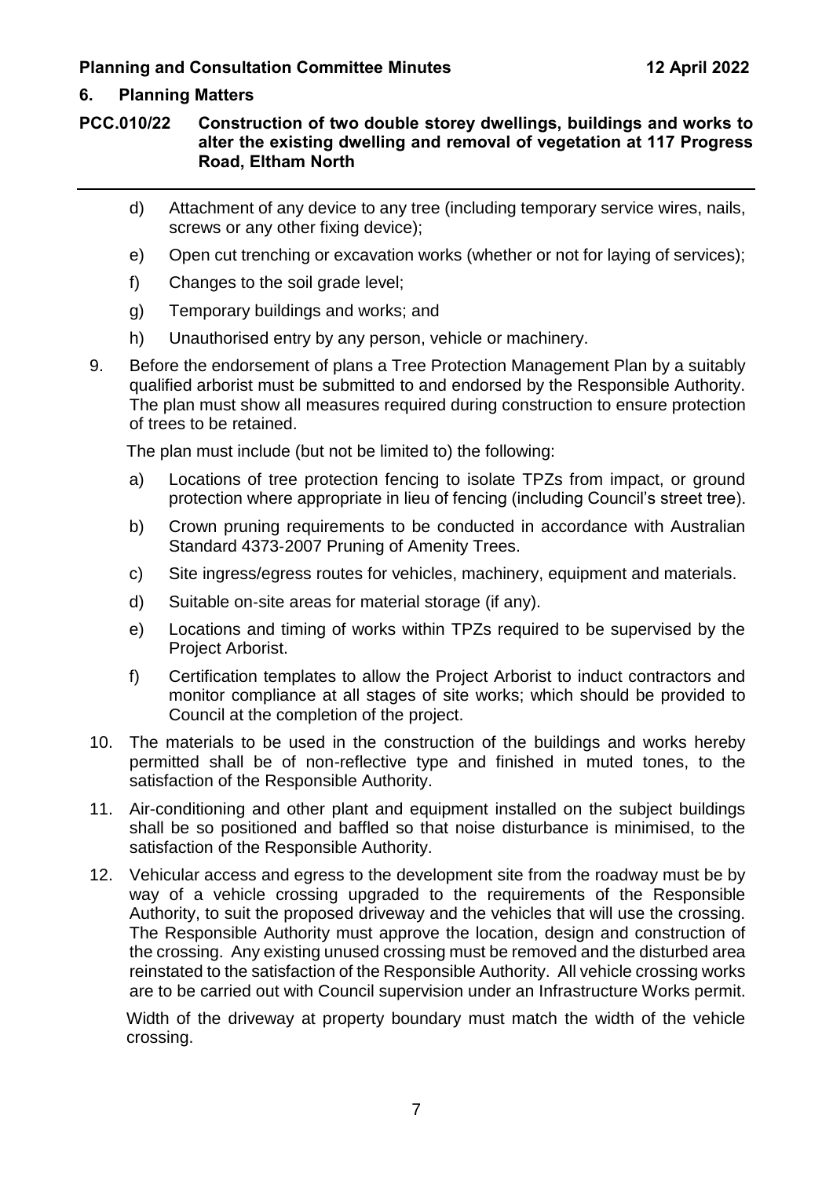## 6. Planning Matters

### PCC.010/22 Construction of two double storey dwellings, buildings and works to alter the existing dwelling and removal of vegetation at 117 Progress Road, Eltham North

d) Attachment of any device to any tree (including temporary service wires, nails, screws or any other fixing device);

e) Open cut trenching or excavation works (whether or not for laying of services);

f) Changes to the soil grade level;

g) Temporary buildings and works; and

h) Unauthorised entry by any person, vehicle or machinery.

9. Before the endorsement of plans a Tree Protection Management Plan by a suitably qualified arborist must be submitted to and endorsed by the Responsible Authority. The plan must show all measures required during construction to ensure protection of trees to be retained.

   The plan must include (but not be limited to) the following:

   a) Locations of tree protection fencing to isolate TPZs from impact, or ground protection where appropriate in lieu of fencing (including Council's street tree).

   b) Crown pruning requirements to be conducted in accordance with Australian Standard 4373-2007 Pruning of Amenity Trees.

   c) Site ingress/egress routes for vehicles, machinery, equipment and materials.

   d) Suitable on-site areas for material storage (if any).

   e) Locations and timing of works within TPZs required to be supervised by the Project Arborist.

   f) Certification templates to allow the Project Arborist to induct contractors and monitor compliance at all stages of site works; which should be provided to Council at the completion of the project.

10. The materials to be used in the construction of the buildings and works hereby permitted shall be of non-reflective type and finished in muted tones, to the satisfaction of the Responsible Authority.

11. Air-conditioning and other plant and equipment installed on the subject buildings shall be so positioned and baffled so that noise disturbance is minimised, to the satisfaction of the Responsible Authority.

12. Vehicular access and egress to the development site from the roadway must be by way of a vehicle crossing upgraded to the requirements of the Responsible Authority, to suit the proposed driveway and the vehicles that will use the crossing. The Responsible Authority must approve the location, design and construction of the crossing. Any existing unused crossing must be removed and the disturbed area reinstated to the satisfaction of the Responsible Authority. All vehicle crossing works are to be carried out with Council supervision under an Infrastructure Works permit.

    Width of the driveway at property boundary must match the width of the vehicle crossing.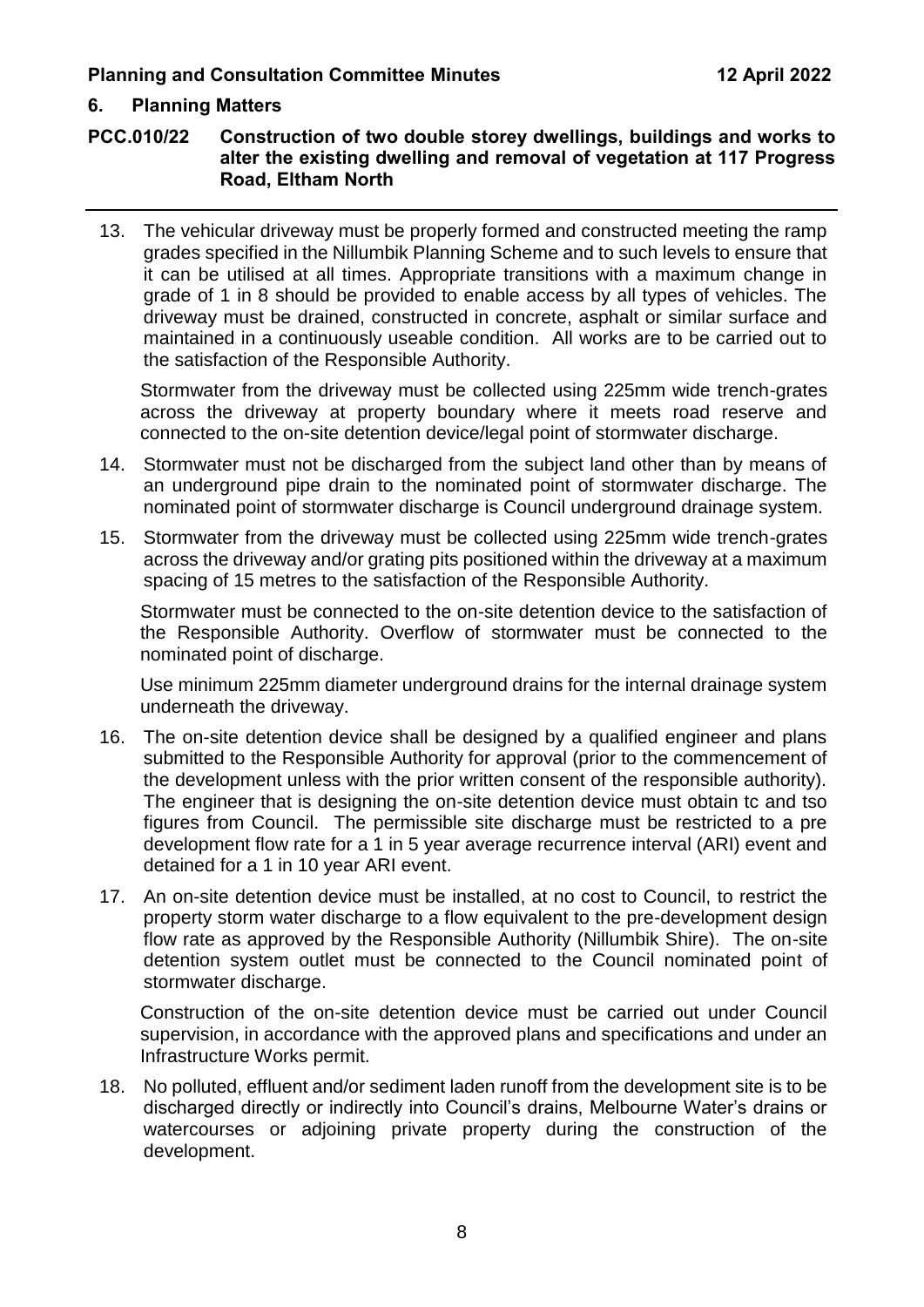## 6. Planning Matters

### PCC.010/22 Construction of two double storey dwellings, buildings and works to alter the existing dwelling and removal of vegetation at 117 Progress Road, Eltham North

13. The vehicular driveway must be properly formed and constructed meeting the ramp grades specified in the Nillumbik Planning Scheme and to such levels to ensure that it can be utilised at all times. Appropriate transitions with a maximum change in grade of 1 in 8 should be provided to enable access by all types of vehicles. The driveway must be drained, constructed in concrete, asphalt or similar surface and maintained in a continuously useable condition. All works are to be carried out to the satisfaction of the Responsible Authority.

    Stormwater from the driveway must be collected using 225mm wide trench-grates across the driveway at property boundary where it meets road reserve and connected to the on-site detention device/legal point of stormwater discharge.

14. Stormwater must not be discharged from the subject land other than by means of an underground pipe drain to the nominated point of stormwater discharge. The nominated point of stormwater discharge is Council underground drainage system.

15. Stormwater from the driveway must be collected using 225mm wide trench-grates across the driveway and/or grating pits positioned within the driveway at a maximum spacing of 15 metres to the satisfaction of the Responsible Authority.

    Stormwater must be connected to the on-site detention device to the satisfaction of the Responsible Authority. Overflow of stormwater must be connected to the nominated point of discharge.

    Use minimum 225mm diameter underground drains for the internal drainage system underneath the driveway.

16. The on-site detention device shall be designed by a qualified engineer and plans submitted to the Responsible Authority for approval (prior to the commencement of the development unless with the prior written consent of the responsible authority). The engineer that is designing the on-site detention device must obtain tc and tso figures from Council. The permissible site discharge must be restricted to a pre development flow rate for a 1 in 5 year average recurrence interval (ARI) event and detained for a 1 in 10 year ARI event.

17. An on-site detention device must be installed, at no cost to Council, to restrict the property storm water discharge to a flow equivalent to the pre-development design flow rate as approved by the Responsible Authority (Nillumbik Shire). The on-site detention system outlet must be connected to the Council nominated point of stormwater discharge.

    Construction of the on-site detention device must be carried out under Council supervision, in accordance with the approved plans and specifications and under an Infrastructure Works permit.

18. No polluted, effluent and/or sediment laden runoff from the development site is to be discharged directly or indirectly into Council's drains, Melbourne Water's drains or watercourses or adjoining private property during the construction of the development.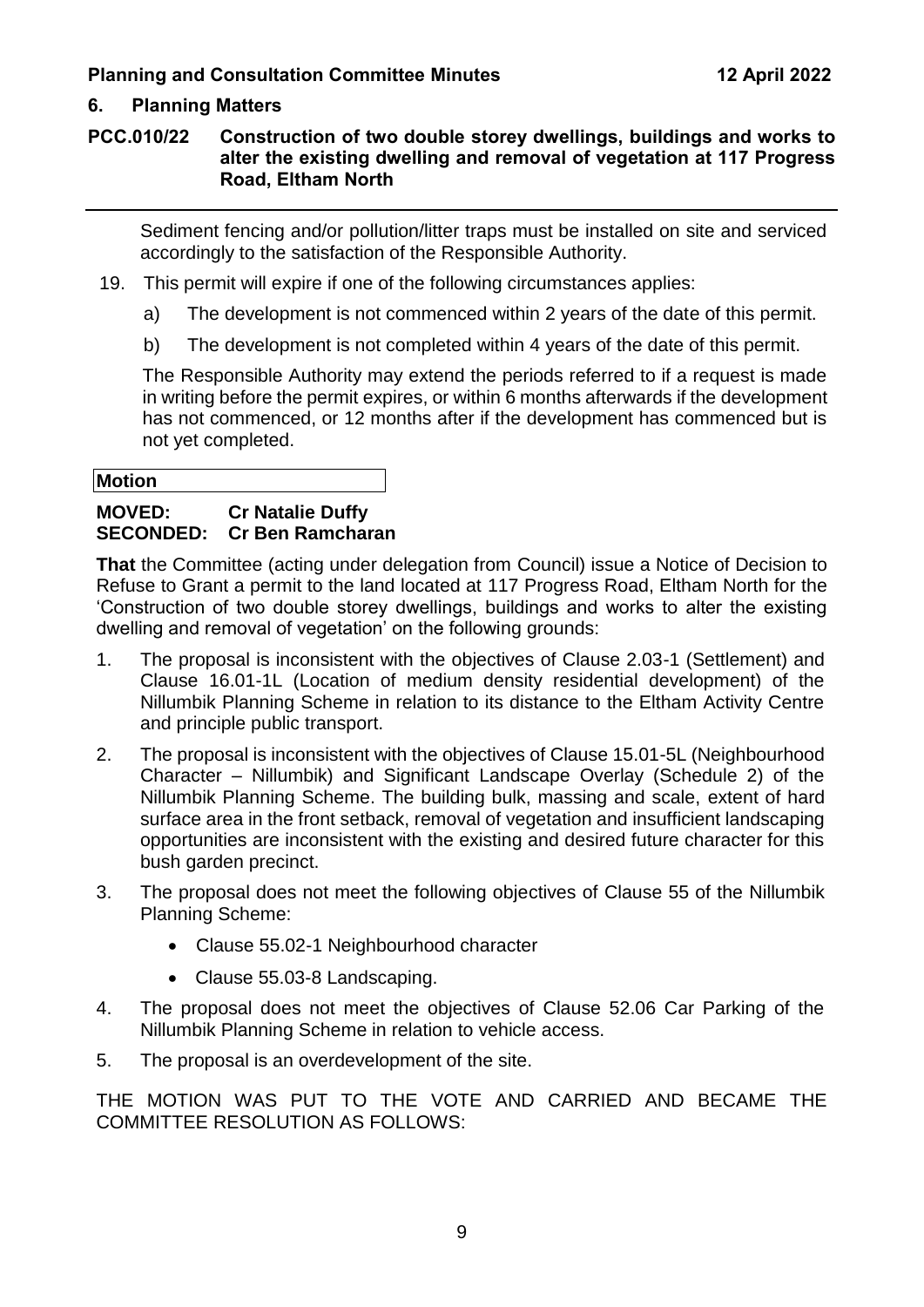## 6. Planning Matters

### PCC.010/22 Construction of two double storey dwellings, buildings and works to alter the existing dwelling and removal of vegetation at 117 Progress Road, Eltham North

Sediment fencing and/or pollution/litter traps must be installed on site and serviced accordingly to the satisfaction of the Responsible Authority.

19. This permit will expire if one of the following circumstances applies:

    a) The development is not commenced within 2 years of the date of this permit.

    b) The development is not completed within 4 years of the date of this permit.

    The Responsible Authority may extend the periods referred to if a request is made in writing before the permit expires, or within 6 months afterwards if the development has not commenced, or 12 months after if the development has commenced but is not yet completed.

**Motion**

**MOVED: Cr Natalie Duffy**
**SECONDED: Cr Ben Ramcharan**

**That** the Committee (acting under delegation from Council) issue a Notice of Decision to Refuse to Grant a permit to the land located at 117 Progress Road, Eltham North for the 'Construction of two double storey dwellings, buildings and works to alter the existing dwelling and removal of vegetation' on the following grounds:

1. The proposal is inconsistent with the objectives of Clause 2.03-1 (Settlement) and Clause 16.01-1L (Location of medium density residential development) of the Nillumbik Planning Scheme in relation to its distance to the Eltham Activity Centre and principle public transport.
2. The proposal is inconsistent with the objectives of Clause 15.01-5L (Neighbourhood Character – Nillumbik) and Significant Landscape Overlay (Schedule 2) of the Nillumbik Planning Scheme. The building bulk, massing and scale, extent of hard surface area in the front setback, removal of vegetation and insufficient landscaping opportunities are inconsistent with the existing and desired future character for this bush garden precinct.
3. The proposal does not meet the following objectives of Clause 55 of the Nillumbik Planning Scheme:
    - Clause 55.02-1 Neighbourhood character
    - Clause 55.03-8 Landscaping.
4. The proposal does not meet the objectives of Clause 52.06 Car Parking of the Nillumbik Planning Scheme in relation to vehicle access.
5. The proposal is an overdevelopment of the site.

THE MOTION WAS PUT TO THE VOTE AND CARRIED AND BECAME THE COMMITTEE RESOLUTION AS FOLLOWS: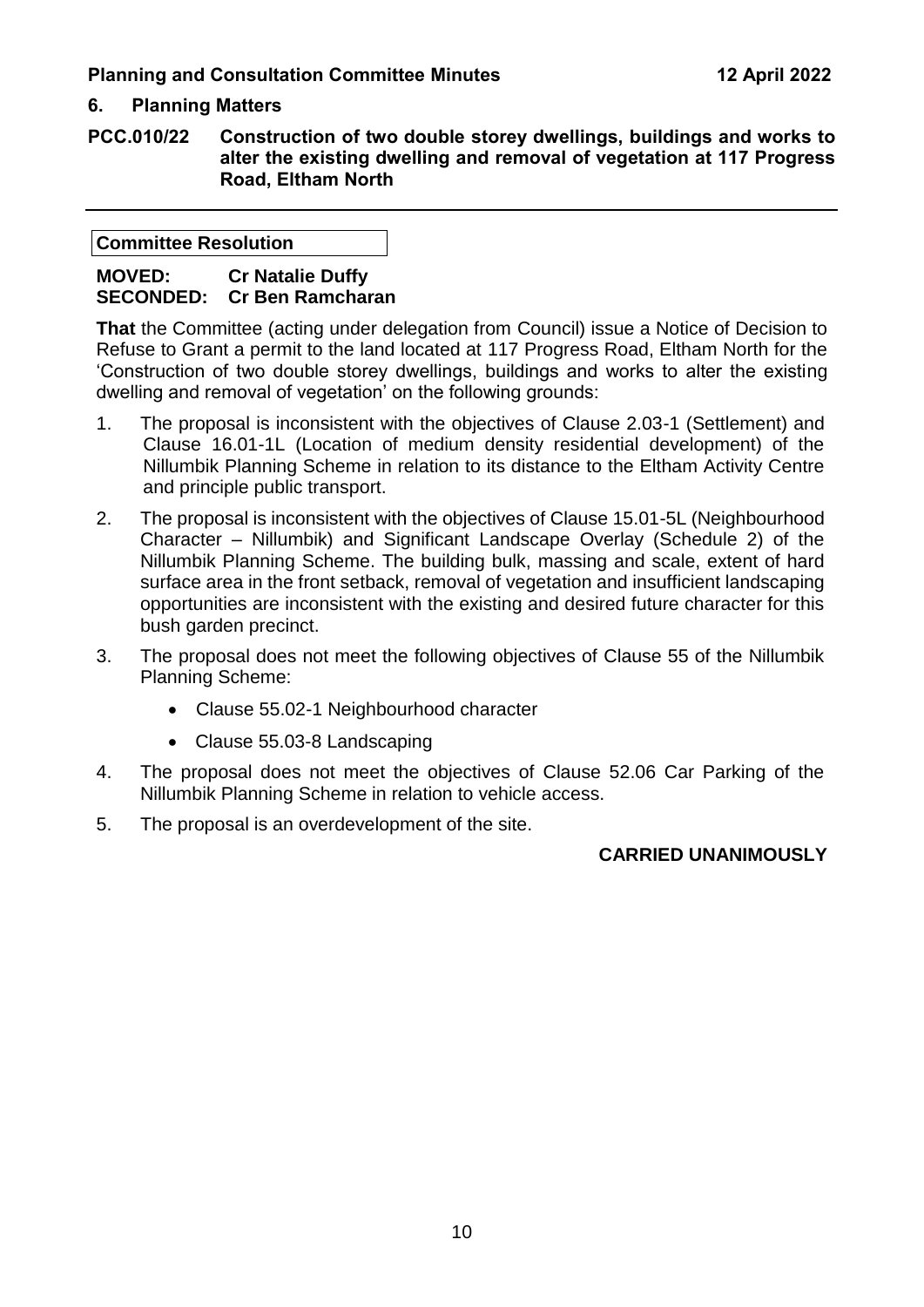## 6. Planning Matters

### PCC.010/22 Construction of two double storey dwellings, buildings and works to alter the existing dwelling and removal of vegetation at 117 Progress Road, Eltham North

**Committee Resolution**

**MOVED:** **Cr Natalie Duffy**
**SECONDED:** **Cr Ben Ramcharan**

**That** the Committee (acting under delegation from Council) issue a Notice of Decision to Refuse to Grant a permit to the land located at 117 Progress Road, Eltham North for the 'Construction of two double storey dwellings, buildings and works to alter the existing dwelling and removal of vegetation' on the following grounds:

1. The proposal is inconsistent with the objectives of Clause 2.03-1 (Settlement) and Clause 16.01-1L (Location of medium density residential development) of the Nillumbik Planning Scheme in relation to its distance to the Eltham Activity Centre and principle public transport.
2. The proposal is inconsistent with the objectives of Clause 15.01-5L (Neighbourhood Character – Nillumbik) and Significant Landscape Overlay (Schedule 2) of the Nillumbik Planning Scheme. The building bulk, massing and scale, extent of hard surface area in the front setback, removal of vegetation and insufficient landscaping opportunities are inconsistent with the existing and desired future character for this bush garden precinct.
3. The proposal does not meet the following objectives of Clause 55 of the Nillumbik Planning Scheme:
    - Clause 55.02-1 Neighbourhood character
    - Clause 55.03-8 Landscaping
4. The proposal does not meet the objectives of Clause 52.06 Car Parking of the Nillumbik Planning Scheme in relation to vehicle access.
5. The proposal is an overdevelopment of the site.

**CARRIED UNANIMOUSLY**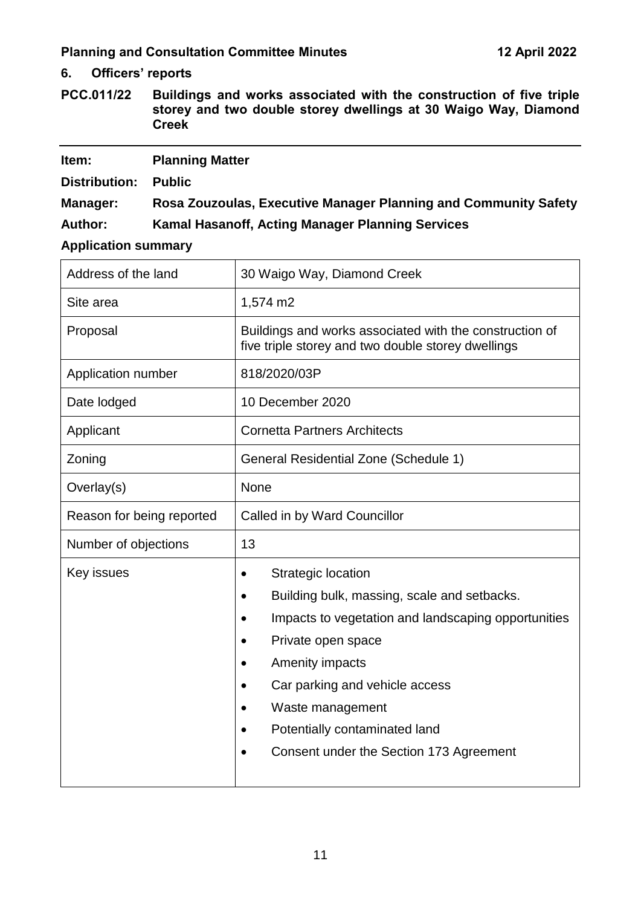## 6. Officers' reports

### PCC.011/22 Buildings and works associated with the construction of five triple storey and two double storey dwellings at 30 Waigo Way, Diamond Creek

---

**Item:** Planning Matter

**Distribution:** Public

**Manager:** Rosa Zouzoulas, Executive Manager Planning and Community Safety

**Author:** Kamal Hasanoff, Acting Manager Planning Services

**Application summary**

| Address of the land | 30 Waigo Way, Diamond Creek |
|---|---|
| Site area | 1,574 m2 |
| Proposal | Buildings and works associated with the construction of five triple storey and two double storey dwellings |
| Application number | 818/2020/03P |
| Date lodged | 10 December 2020 |
| Applicant | Cornetta Partners Architects |
| Zoning | General Residential Zone (Schedule 1) |
| Overlay(s) | None |
| Reason for being reported | Called in by Ward Councillor |
| Number of objections | 13 |
| Key issues | • Strategic location<br>• Building bulk, massing, scale and setbacks.<br>• Impacts to vegetation and landscaping opportunities<br>• Private open space<br>• Amenity impacts<br>• Car parking and vehicle access<br>• Waste management<br>• Potentially contaminated land<br>• Consent under the Section 173 Agreement |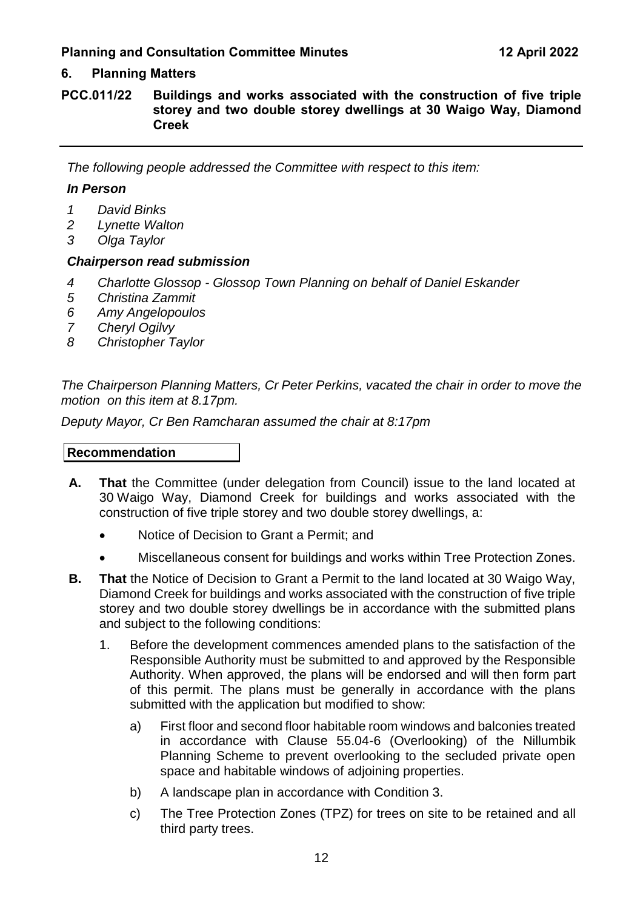## 6. Planning Matters

### PCC.011/22 Buildings and works associated with the construction of five triple storey and two double storey dwellings at 30 Waigo Way, Diamond Creek

---

*The following people addressed the Committee with respect to this item:*

***In Person***

1. *David Binks*
2. *Lynette Walton*
3. *Olga Taylor*

***Chairperson read submission***

4. *Charlotte Glossop - Glossop Town Planning on behalf of Daniel Eskander*
5. *Christina Zammit*
6. *Amy Angelopoulos*
7. *Cheryl Ogilvy*
8. *Christopher Taylor*

*The Chairperson Planning Matters, Cr Peter Perkins, vacated the chair in order to move the motion on this item at 8.17pm.*

*Deputy Mayor, Cr Ben Ramcharan assumed the chair at 8:17pm*

**Recommendation**

**A. That** the Committee (under delegation from Council) issue to the land located at 30 Waigo Way, Diamond Creek for buildings and works associated with the construction of five triple storey and two double storey dwellings, a:

- Notice of Decision to Grant a Permit; and
- Miscellaneous consent for buildings and works within Tree Protection Zones.

**B. That** the Notice of Decision to Grant a Permit to the land located at 30 Waigo Way, Diamond Creek for buildings and works associated with the construction of five triple storey and two double storey dwellings be in accordance with the submitted plans and subject to the following conditions:

1. Before the development commences amended plans to the satisfaction of the Responsible Authority must be submitted to and approved by the Responsible Authority. When approved, the plans will be endorsed and will then form part of this permit. The plans must be generally in accordance with the plans submitted with the application but modified to show:

   a) First floor and second floor habitable room windows and balconies treated in accordance with Clause 55.04-6 (Overlooking) of the Nillumbik Planning Scheme to prevent overlooking to the secluded private open space and habitable windows of adjoining properties.

   b) A landscape plan in accordance with Condition 3.

   c) The Tree Protection Zones (TPZ) for trees on site to be retained and all third party trees.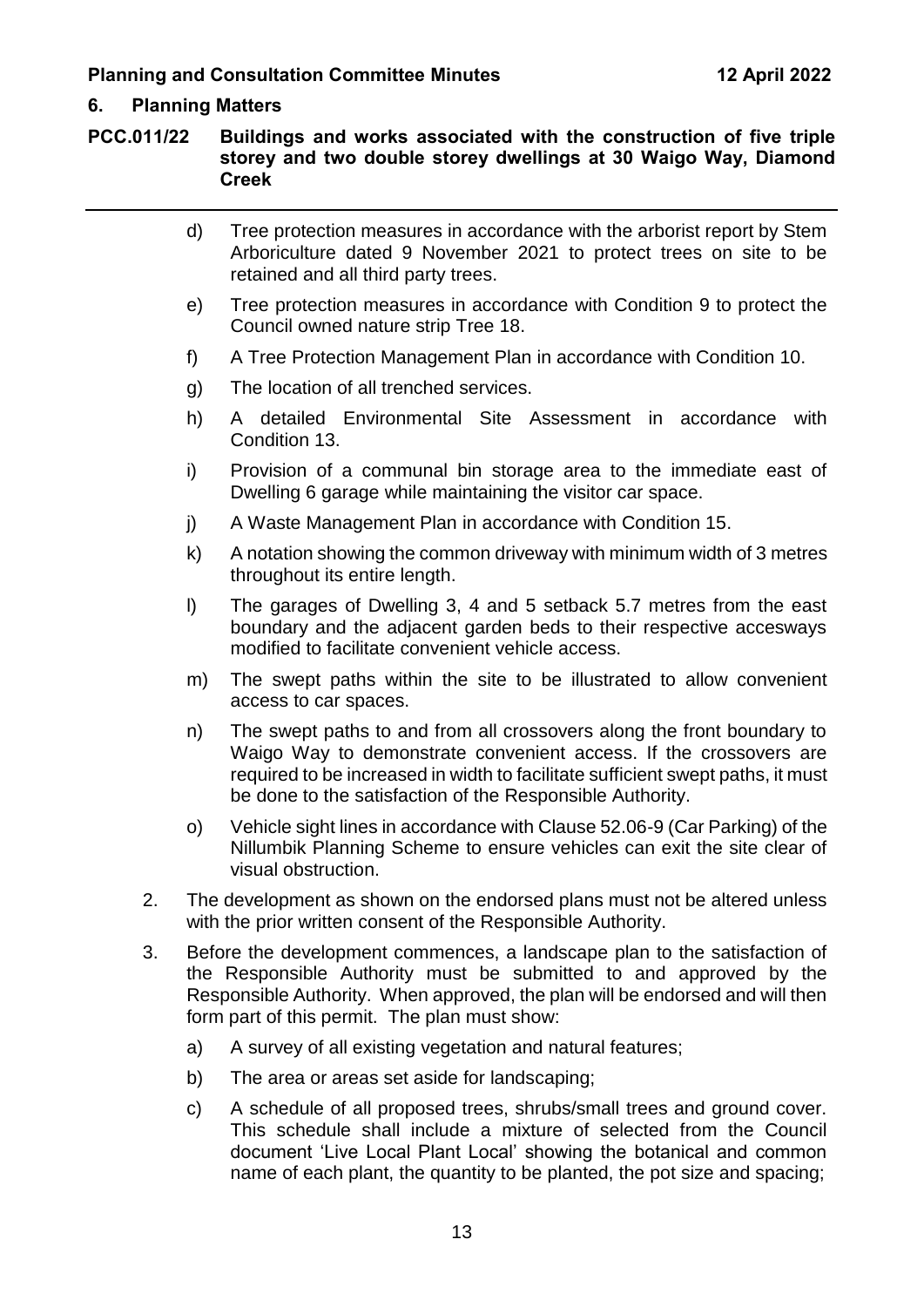## 6. Planning Matters

**PCC.011/22 Buildings and works associated with the construction of five triple storey and two double storey dwellings at 30 Waigo Way, Diamond Creek**

- d) Tree protection measures in accordance with the arborist report by Stem Arboriculture dated 9 November 2021 to protect trees on site to be retained and all third party trees.
- e) Tree protection measures in accordance with Condition 9 to protect the Council owned nature strip Tree 18.
- f) A Tree Protection Management Plan in accordance with Condition 10.
- g) The location of all trenched services.
- h) A detailed Environmental Site Assessment in accordance with Condition 13.
- i) Provision of a communal bin storage area to the immediate east of Dwelling 6 garage while maintaining the visitor car space.
- j) A Waste Management Plan in accordance with Condition 15.
- k) A notation showing the common driveway with minimum width of 3 metres throughout its entire length.
- l) The garages of Dwelling 3, 4 and 5 setback 5.7 metres from the east boundary and the adjacent garden beds to their respective accesways modified to facilitate convenient vehicle access.
- m) The swept paths within the site to be illustrated to allow convenient access to car spaces.
- n) The swept paths to and from all crossovers along the front boundary to Waigo Way to demonstrate convenient access. If the crossovers are required to be increased in width to facilitate sufficient swept paths, it must be done to the satisfaction of the Responsible Authority.
- o) Vehicle sight lines in accordance with Clause 52.06-9 (Car Parking) of the Nillumbik Planning Scheme to ensure vehicles can exit the site clear of visual obstruction.

2. The development as shown on the endorsed plans must not be altered unless with the prior written consent of the Responsible Authority.

3. Before the development commences, a landscape plan to the satisfaction of the Responsible Authority must be submitted to and approved by the Responsible Authority. When approved, the plan will be endorsed and will then form part of this permit. The plan must show:
   - a) A survey of all existing vegetation and natural features;
   - b) The area or areas set aside for landscaping;
   - c) A schedule of all proposed trees, shrubs/small trees and ground cover. This schedule shall include a mixture of selected from the Council document 'Live Local Plant Local' showing the botanical and common name of each plant, the quantity to be planted, the pot size and spacing;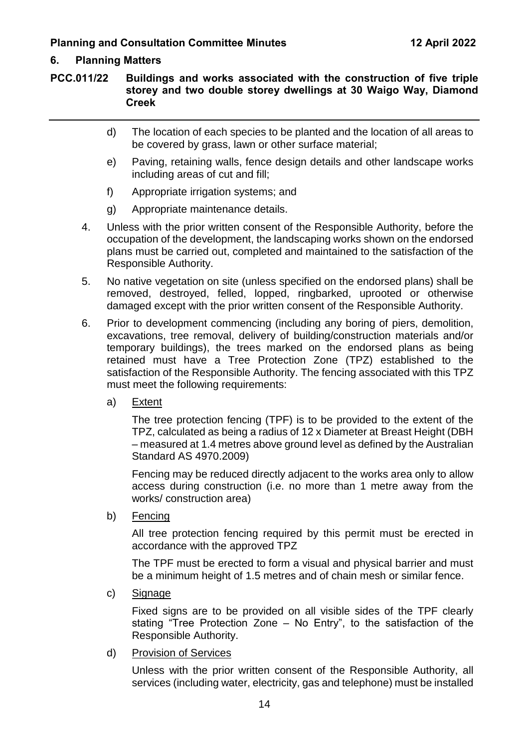## 6. Planning Matters

### PCC.011/22 Buildings and works associated with the construction of five triple storey and two double storey dwellings at 30 Waigo Way, Diamond Creek

d) The location of each species to be planted and the location of all areas to be covered by grass, lawn or other surface material;

e) Paving, retaining walls, fence design details and other landscape works including areas of cut and fill;

f) Appropriate irrigation systems; and

g) Appropriate maintenance details.

4. Unless with the prior written consent of the Responsible Authority, before the occupation of the development, the landscaping works shown on the endorsed plans must be carried out, completed and maintained to the satisfaction of the Responsible Authority.

5. No native vegetation on site (unless specified on the endorsed plans) shall be removed, destroyed, felled, lopped, ringbarked, uprooted or otherwise damaged except with the prior written consent of the Responsible Authority.

6. Prior to development commencing (including any boring of piers, demolition, excavations, tree removal, delivery of building/construction materials and/or temporary buildings), the trees marked on the endorsed plans as being retained must have a Tree Protection Zone (TPZ) established to the satisfaction of the Responsible Authority. The fencing associated with this TPZ must meet the following requirements:

a) <u>Extent</u>

The tree protection fencing (TPF) is to be provided to the extent of the TPZ, calculated as being a radius of 12 x Diameter at Breast Height (DBH – measured at 1.4 metres above ground level as defined by the Australian Standard AS 4970.2009)

Fencing may be reduced directly adjacent to the works area only to allow access during construction (i.e. no more than 1 metre away from the works/ construction area)

b) <u>Fencing</u>

All tree protection fencing required by this permit must be erected in accordance with the approved TPZ

The TPF must be erected to form a visual and physical barrier and must be a minimum height of 1.5 metres and of chain mesh or similar fence.

c) <u>Signage</u>

Fixed signs are to be provided on all visible sides of the TPF clearly stating "Tree Protection Zone – No Entry", to the satisfaction of the Responsible Authority.

d) <u>Provision of Services</u>

Unless with the prior written consent of the Responsible Authority, all services (including water, electricity, gas and telephone) must be installed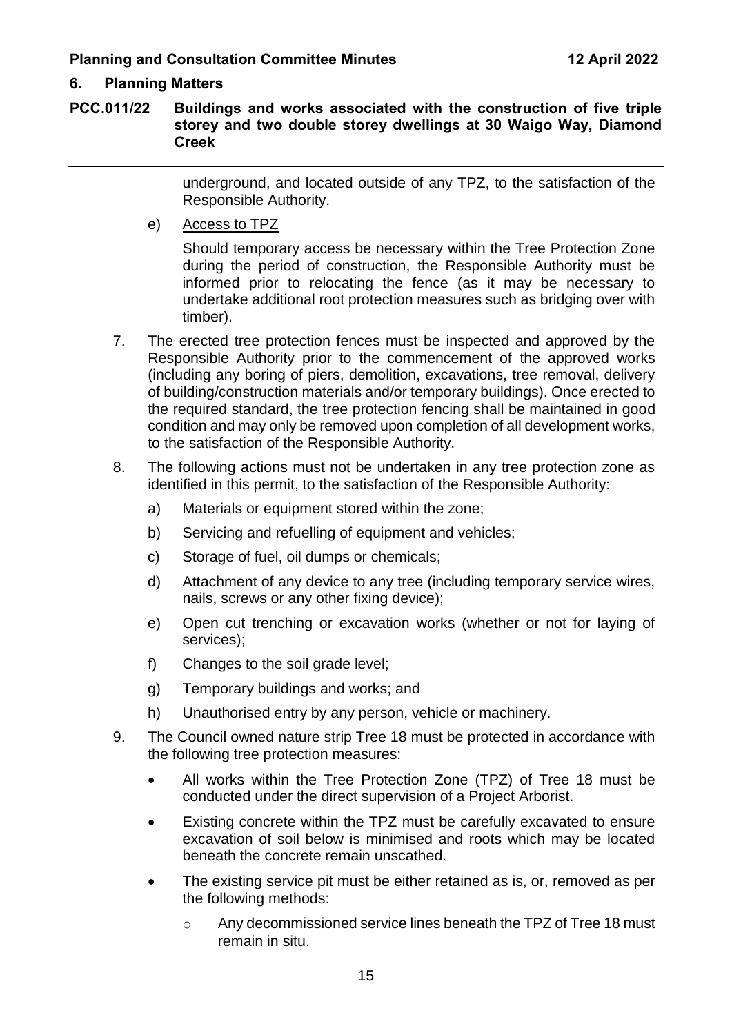underground, and located outside of any TPZ, to the satisfaction of the Responsible Authority.

e) Access to TPZ

Should temporary access be necessary within the Tree Protection Zone during the period of construction, the Responsible Authority must be informed prior to relocating the fence (as it may be necessary to undertake additional root protection measures such as bridging over with timber).

7. The erected tree protection fences must be inspected and approved by the Responsible Authority prior to the commencement of the approved works (including any boring of piers, demolition, excavations, tree removal, delivery of building/construction materials and/or temporary buildings). Once erected to the required standard, the tree protection fencing shall be maintained in good condition and may only be removed upon completion of all development works, to the satisfaction of the Responsible Authority.

8. The following actions must not be undertaken in any tree protection zone as identified in this permit, to the satisfaction of the Responsible Authority:

   a) Materials or equipment stored within the zone;

   b) Servicing and refuelling of equipment and vehicles;

   c) Storage of fuel, oil dumps or chemicals;

   d) Attachment of any device to any tree (including temporary service wires, nails, screws or any other fixing device);

   e) Open cut trenching or excavation works (whether or not for laying of services);

   f) Changes to the soil grade level;

   g) Temporary buildings and works; and

   h) Unauthorised entry by any person, vehicle or machinery.

9. The Council owned nature strip Tree 18 must be protected in accordance with the following tree protection measures:

   - All works within the Tree Protection Zone (TPZ) of Tree 18 must be conducted under the direct supervision of a Project Arborist.
   - Existing concrete within the TPZ must be carefully excavated to ensure excavation of soil below is minimised and roots which may be located beneath the concrete remain unscathed.
   - The existing service pit must be either retained as is, or, removed as per the following methods:
     - Any decommissioned service lines beneath the TPZ of Tree 18 must remain in situ.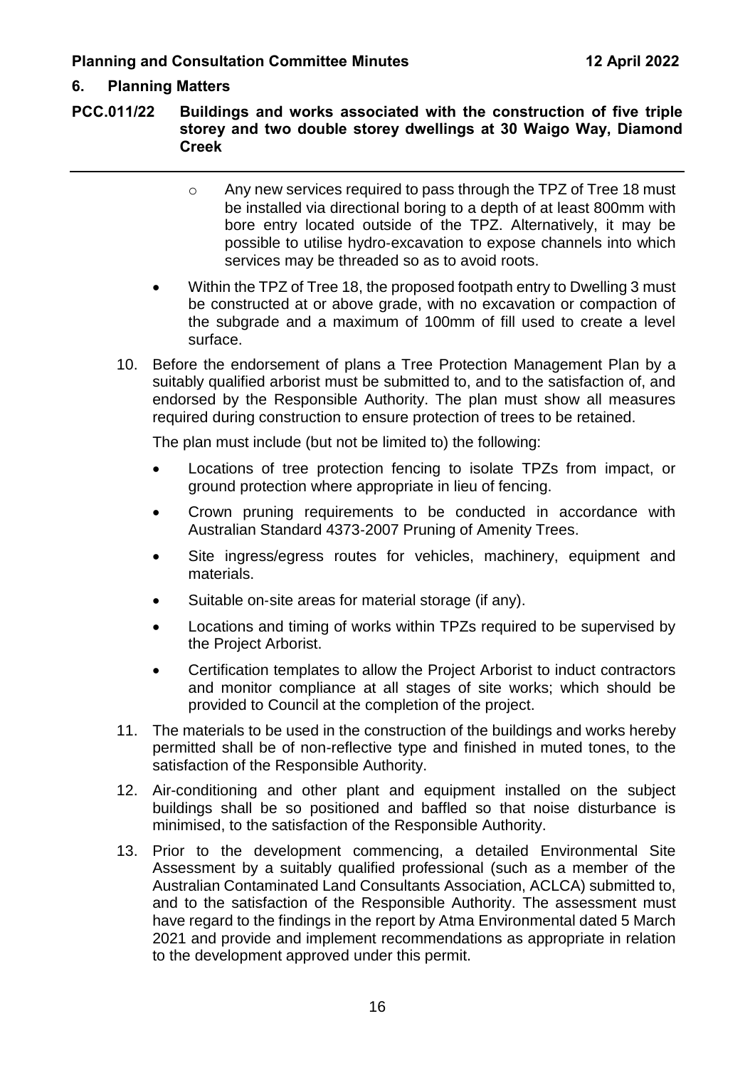## 6. Planning Matters

### PCC.011/22 Buildings and works associated with the construction of five triple storey and two double storey dwellings at 30 Waigo Way, Diamond Creek

- Any new services required to pass through the TPZ of Tree 18 must be installed via directional boring to a depth of at least 800mm with bore entry located outside of the TPZ. Alternatively, it may be possible to utilise hydro-excavation to expose channels into which services may be threaded so as to avoid roots.

- Within the TPZ of Tree 18, the proposed footpath entry to Dwelling 3 must be constructed at or above grade, with no excavation or compaction of the subgrade and a maximum of 100mm of fill used to create a level surface.

10. Before the endorsement of plans a Tree Protection Management Plan by a suitably qualified arborist must be submitted to, and to the satisfaction of, and endorsed by the Responsible Authority. The plan must show all measures required during construction to ensure protection of trees to be retained.

    The plan must include (but not be limited to) the following:

    - Locations of tree protection fencing to isolate TPZs from impact, or ground protection where appropriate in lieu of fencing.
    - Crown pruning requirements to be conducted in accordance with Australian Standard 4373-2007 Pruning of Amenity Trees.
    - Site ingress/egress routes for vehicles, machinery, equipment and materials.
    - Suitable on-site areas for material storage (if any).
    - Locations and timing of works within TPZs required to be supervised by the Project Arborist.
    - Certification templates to allow the Project Arborist to induct contractors and monitor compliance at all stages of site works; which should be provided to Council at the completion of the project.

11. The materials to be used in the construction of the buildings and works hereby permitted shall be of non-reflective type and finished in muted tones, to the satisfaction of the Responsible Authority.

12. Air-conditioning and other plant and equipment installed on the subject buildings shall be so positioned and baffled so that noise disturbance is minimised, to the satisfaction of the Responsible Authority.

13. Prior to the development commencing, a detailed Environmental Site Assessment by a suitably qualified professional (such as a member of the Australian Contaminated Land Consultants Association, ACLCA) submitted to, and to the satisfaction of the Responsible Authority. The assessment must have regard to the findings in the report by Atma Environmental dated 5 March 2021 and provide and implement recommendations as appropriate in relation to the development approved under this permit.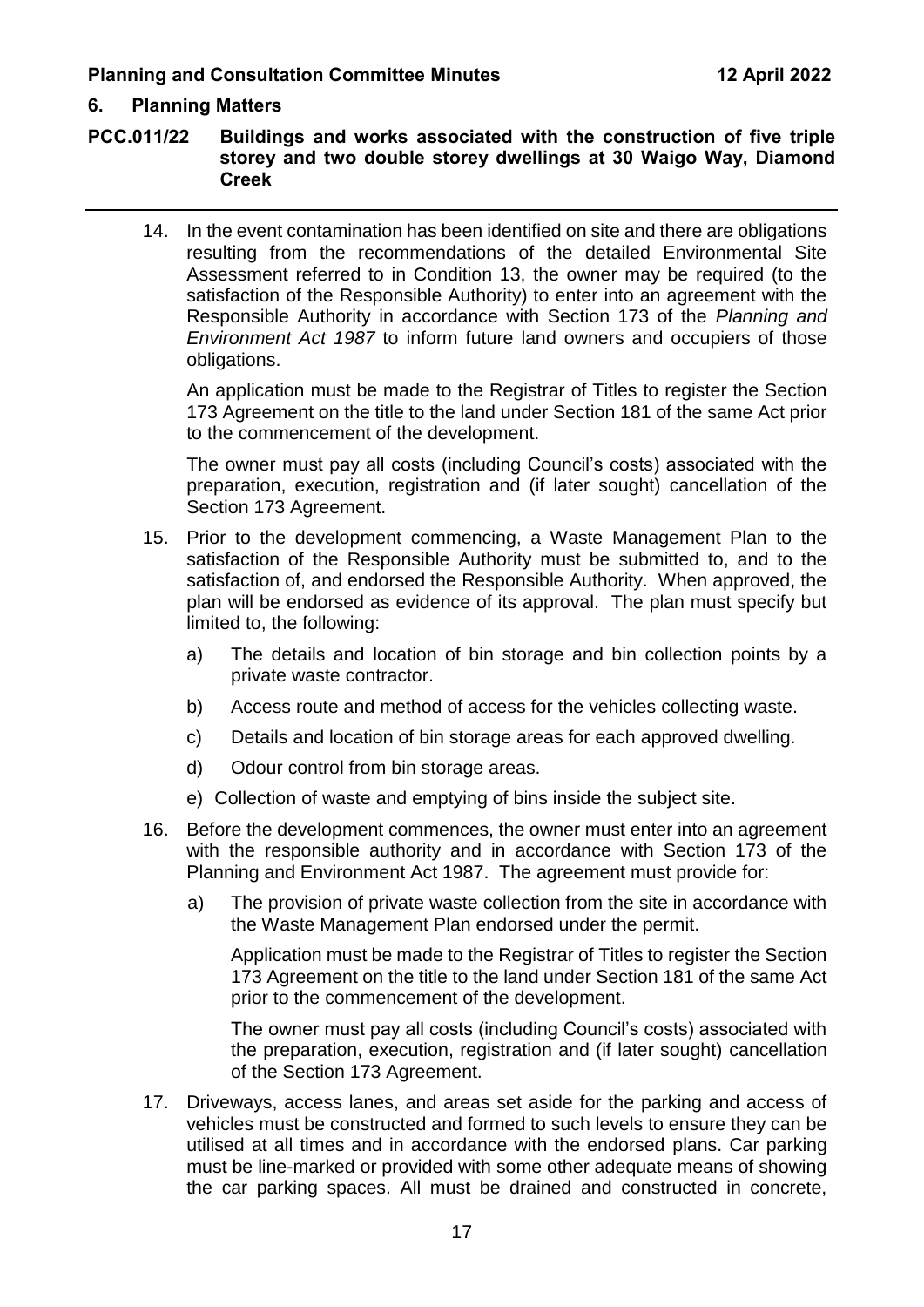## 6. Planning Matters

### PCC.011/22 Buildings and works associated with the construction of five triple storey and two double storey dwellings at 30 Waigo Way, Diamond Creek

14. In the event contamination has been identified on site and there are obligations resulting from the recommendations of the detailed Environmental Site Assessment referred to in Condition 13, the owner may be required (to the satisfaction of the Responsible Authority) to enter into an agreement with the Responsible Authority in accordance with Section 173 of the *Planning and Environment Act 1987* to inform future land owners and occupiers of those obligations.

    An application must be made to the Registrar of Titles to register the Section 173 Agreement on the title to the land under Section 181 of the same Act prior to the commencement of the development.

    The owner must pay all costs (including Council's costs) associated with the preparation, execution, registration and (if later sought) cancellation of the Section 173 Agreement.

15. Prior to the development commencing, a Waste Management Plan to the satisfaction of the Responsible Authority must be submitted to, and to the satisfaction of, and endorsed the Responsible Authority. When approved, the plan will be endorsed as evidence of its approval. The plan must specify but limited to, the following:

    a) The details and location of bin storage and bin collection points by a private waste contractor.

    b) Access route and method of access for the vehicles collecting waste.

    c) Details and location of bin storage areas for each approved dwelling.

    d) Odour control from bin storage areas.

    e) Collection of waste and emptying of bins inside the subject site.

16. Before the development commences, the owner must enter into an agreement with the responsible authority and in accordance with Section 173 of the Planning and Environment Act 1987. The agreement must provide for:

    a) The provision of private waste collection from the site in accordance with the Waste Management Plan endorsed under the permit.

       Application must be made to the Registrar of Titles to register the Section 173 Agreement on the title to the land under Section 181 of the same Act prior to the commencement of the development.

       The owner must pay all costs (including Council's costs) associated with the preparation, execution, registration and (if later sought) cancellation of the Section 173 Agreement.

17. Driveways, access lanes, and areas set aside for the parking and access of vehicles must be constructed and formed to such levels to ensure they can be utilised at all times and in accordance with the endorsed plans. Car parking must be line-marked or provided with some other adequate means of showing the car parking spaces. All must be drained and constructed in concrete,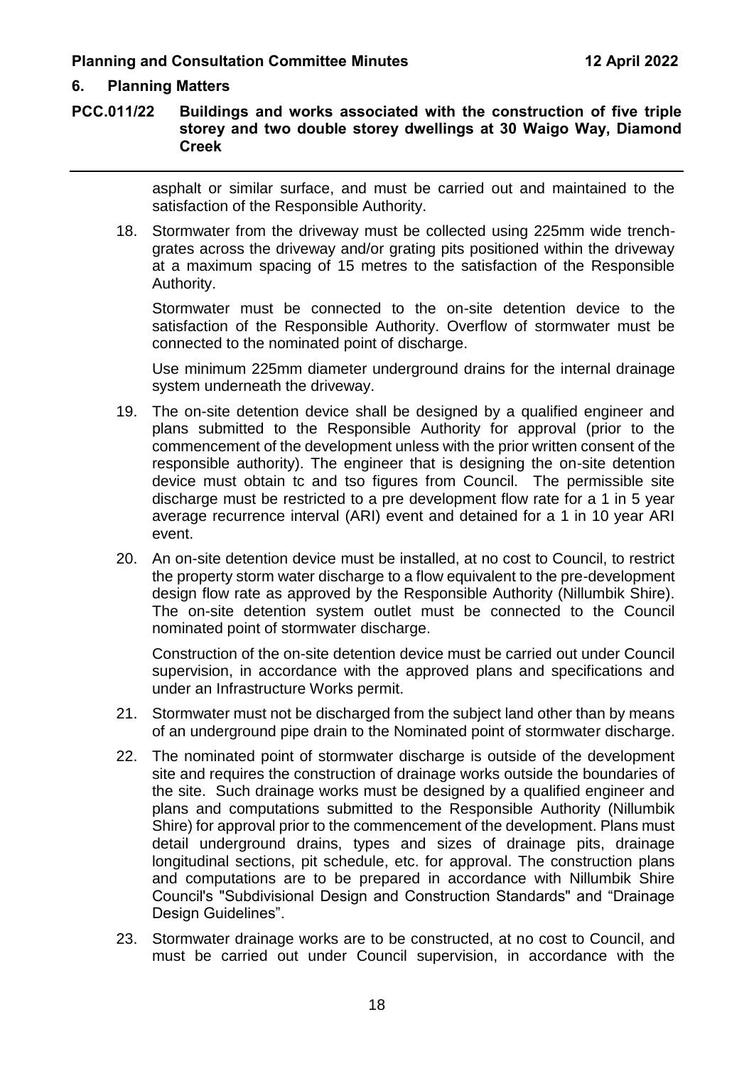asphalt or similar surface, and must be carried out and maintained to the satisfaction of the Responsible Authority.

18. Stormwater from the driveway must be collected using 225mm wide trench-grates across the driveway and/or grating pits positioned within the driveway at a maximum spacing of 15 metres to the satisfaction of the Responsible Authority.

    Stormwater must be connected to the on-site detention device to the satisfaction of the Responsible Authority. Overflow of stormwater must be connected to the nominated point of discharge.

    Use minimum 225mm diameter underground drains for the internal drainage system underneath the driveway.

19. The on-site detention device shall be designed by a qualified engineer and plans submitted to the Responsible Authority for approval (prior to the commencement of the development unless with the prior written consent of the responsible authority). The engineer that is designing the on-site detention device must obtain tc and tso figures from Council. The permissible site discharge must be restricted to a pre development flow rate for a 1 in 5 year average recurrence interval (ARI) event and detained for a 1 in 10 year ARI event.

20. An on-site detention device must be installed, at no cost to Council, to restrict the property storm water discharge to a flow equivalent to the pre-development design flow rate as approved by the Responsible Authority (Nillumbik Shire). The on-site detention system outlet must be connected to the Council nominated point of stormwater discharge.

    Construction of the on-site detention device must be carried out under Council supervision, in accordance with the approved plans and specifications and under an Infrastructure Works permit.

21. Stormwater must not be discharged from the subject land other than by means of an underground pipe drain to the Nominated point of stormwater discharge.

22. The nominated point of stormwater discharge is outside of the development site and requires the construction of drainage works outside the boundaries of the site. Such drainage works must be designed by a qualified engineer and plans and computations submitted to the Responsible Authority (Nillumbik Shire) for approval prior to the commencement of the development. Plans must detail underground drains, types and sizes of drainage pits, drainage longitudinal sections, pit schedule, etc. for approval. The construction plans and computations are to be prepared in accordance with Nillumbik Shire Council's "Subdivisional Design and Construction Standards" and "Drainage Design Guidelines".

23. Stormwater drainage works are to be constructed, at no cost to Council, and must be carried out under Council supervision, in accordance with the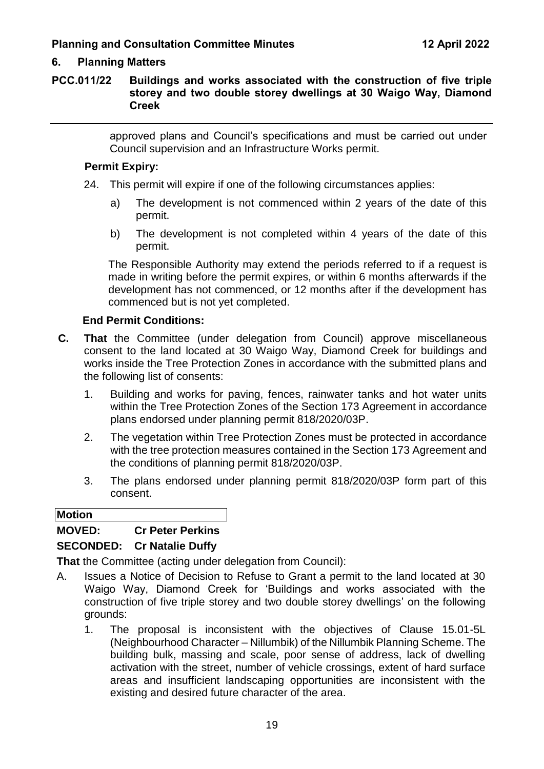## 6. Planning Matters

### PCC.011/22 Buildings and works associated with the construction of five triple storey and two double storey dwellings at 30 Waigo Way, Diamond Creek

approved plans and Council's specifications and must be carried out under Council supervision and an Infrastructure Works permit.

**Permit Expiry:**

24. This permit will expire if one of the following circumstances applies:

    a) The development is not commenced within 2 years of the date of this permit.

    b) The development is not completed within 4 years of the date of this permit.

    The Responsible Authority may extend the periods referred to if a request is made in writing before the permit expires, or within 6 months afterwards if the development has not commenced, or 12 months after if the development has commenced but is not yet completed.

**End Permit Conditions:**

**C. That** the Committee (under delegation from Council) approve miscellaneous consent to the land located at 30 Waigo Way, Diamond Creek for buildings and works inside the Tree Protection Zones in accordance with the submitted plans and the following list of consents:

1. Building and works for paving, fences, rainwater tanks and hot water units within the Tree Protection Zones of the Section 173 Agreement in accordance plans endorsed under planning permit 818/2020/03P.
2. The vegetation within Tree Protection Zones must be protected in accordance with the tree protection measures contained in the Section 173 Agreement and the conditions of planning permit 818/2020/03P.
3. The plans endorsed under planning permit 818/2020/03P form part of this consent.

**Motion**

**MOVED: Cr Peter Perkins**

**SECONDED: Cr Natalie Duffy**

**That** the Committee (acting under delegation from Council):

A. Issues a Notice of Decision to Refuse to Grant a permit to the land located at 30 Waigo Way, Diamond Creek for 'Buildings and works associated with the construction of five triple storey and two double storey dwellings' on the following grounds:

1. The proposal is inconsistent with the objectives of Clause 15.01-5L (Neighbourhood Character – Nillumbik) of the Nillumbik Planning Scheme. The building bulk, massing and scale, poor sense of address, lack of dwelling activation with the street, number of vehicle crossings, extent of hard surface areas and insufficient landscaping opportunities are inconsistent with the existing and desired future character of the area.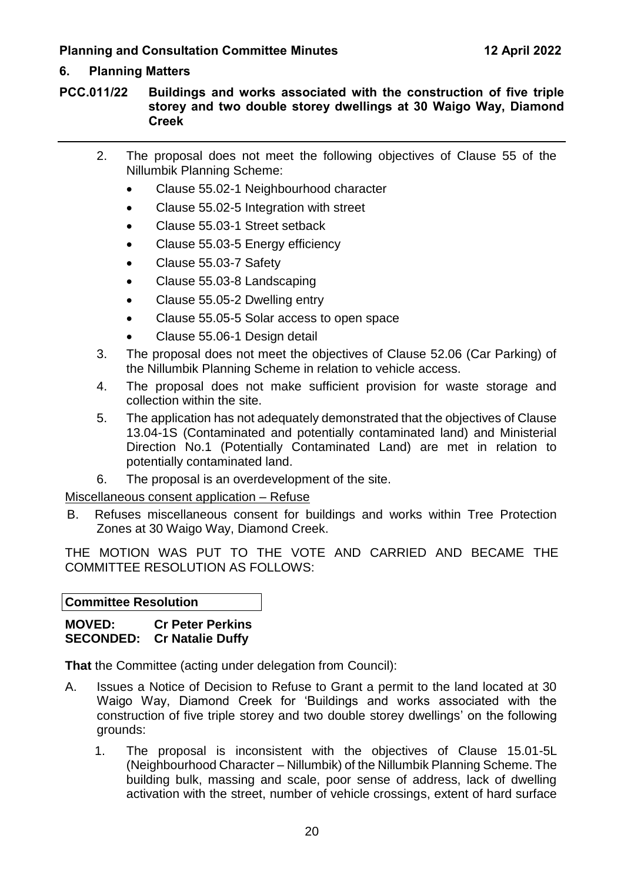## 6. Planning Matters

### PCC.011/22 Buildings and works associated with the construction of five triple storey and two double storey dwellings at 30 Waigo Way, Diamond Creek

2. The proposal does not meet the following objectives of Clause 55 of the Nillumbik Planning Scheme:
   - Clause 55.02-1 Neighbourhood character
   - Clause 55.02-5 Integration with street
   - Clause 55.03-1 Street setback
   - Clause 55.03-5 Energy efficiency
   - Clause 55.03-7 Safety
   - Clause 55.03-8 Landscaping
   - Clause 55.05-2 Dwelling entry
   - Clause 55.05-5 Solar access to open space
   - Clause 55.06-1 Design detail
3. The proposal does not meet the objectives of Clause 52.06 (Car Parking) of the Nillumbik Planning Scheme in relation to vehicle access.
4. The proposal does not make sufficient provision for waste storage and collection within the site.
5. The application has not adequately demonstrated that the objectives of Clause 13.04-1S (Contaminated and potentially contaminated land) and Ministerial Direction No.1 (Potentially Contaminated Land) are met in relation to potentially contaminated land.
6. The proposal is an overdevelopment of the site.

Miscellaneous consent application – Refuse

B. Refuses miscellaneous consent for buildings and works within Tree Protection Zones at 30 Waigo Way, Diamond Creek.

THE MOTION WAS PUT TO THE VOTE AND CARRIED AND BECAME THE COMMITTEE RESOLUTION AS FOLLOWS:

**Committee Resolution**

**MOVED: Cr Peter Perkins**
**SECONDED: Cr Natalie Duffy**

**That** the Committee (acting under delegation from Council):

A. Issues a Notice of Decision to Refuse to Grant a permit to the land located at 30 Waigo Way, Diamond Creek for 'Buildings and works associated with the construction of five triple storey and two double storey dwellings' on the following grounds:

   1. The proposal is inconsistent with the objectives of Clause 15.01-5L (Neighbourhood Character – Nillumbik) of the Nillumbik Planning Scheme. The building bulk, massing and scale, poor sense of address, lack of dwelling activation with the street, number of vehicle crossings, extent of hard surface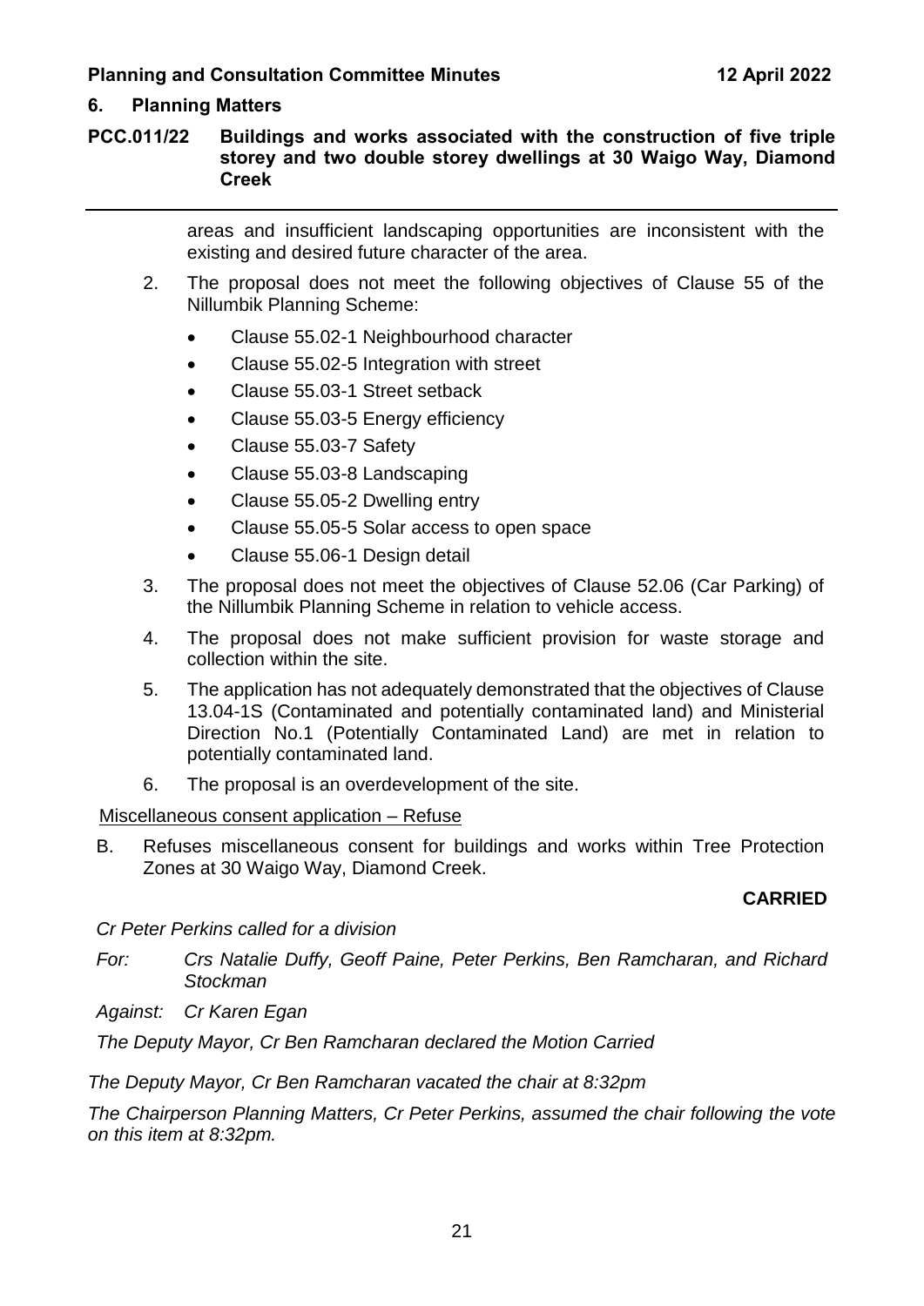## 6. Planning Matters

### PCC.011/22 Buildings and works associated with the construction of five triple storey and two double storey dwellings at 30 Waigo Way, Diamond Creek

areas and insufficient landscaping opportunities are inconsistent with the existing and desired future character of the area.

2. The proposal does not meet the following objectives of Clause 55 of the Nillumbik Planning Scheme:
   - Clause 55.02-1 Neighbourhood character
   - Clause 55.02-5 Integration with street
   - Clause 55.03-1 Street setback
   - Clause 55.03-5 Energy efficiency
   - Clause 55.03-7 Safety
   - Clause 55.03-8 Landscaping
   - Clause 55.05-2 Dwelling entry
   - Clause 55.05-5 Solar access to open space
   - Clause 55.06-1 Design detail
3. The proposal does not meet the objectives of Clause 52.06 (Car Parking) of the Nillumbik Planning Scheme in relation to vehicle access.
4. The proposal does not make sufficient provision for waste storage and collection within the site.
5. The application has not adequately demonstrated that the objectives of Clause 13.04-1S (Contaminated and potentially contaminated land) and Ministerial Direction No.1 (Potentially Contaminated Land) are met in relation to potentially contaminated land.
6. The proposal is an overdevelopment of the site.

Miscellaneous consent application – Refuse

B. Refuses miscellaneous consent for buildings and works within Tree Protection Zones at 30 Waigo Way, Diamond Creek.

**CARRIED**

*Cr Peter Perkins called for a division*

*For: Crs Natalie Duffy, Geoff Paine, Peter Perkins, Ben Ramcharan, and Richard Stockman*

*Against: Cr Karen Egan*

*The Deputy Mayor, Cr Ben Ramcharan declared the Motion Carried*

*The Deputy Mayor, Cr Ben Ramcharan vacated the chair at 8:32pm*

*The Chairperson Planning Matters, Cr Peter Perkins, assumed the chair following the vote on this item at 8:32pm.*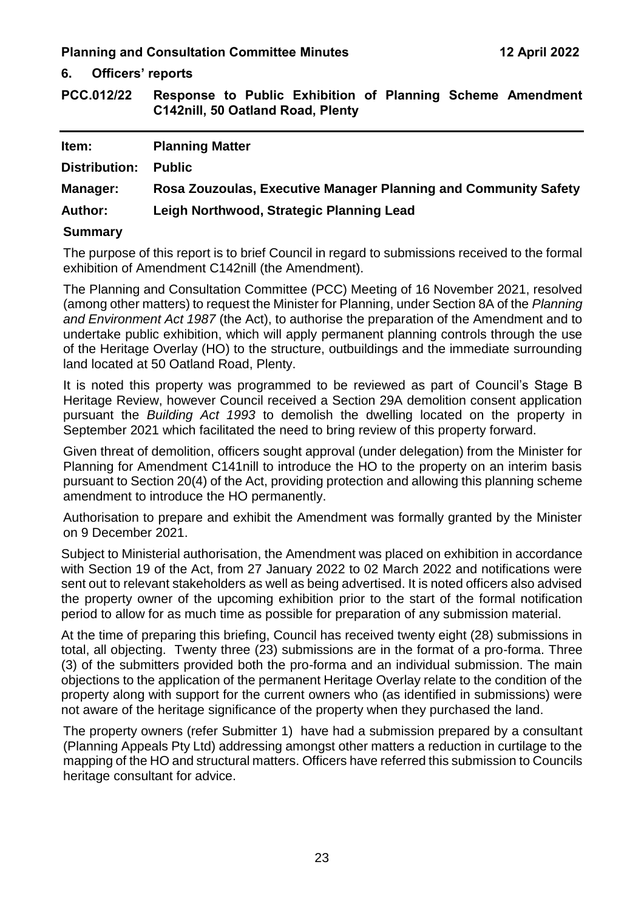## 6. Officers' reports

### PCC.012/22 Response to Public Exhibition of Planning Scheme Amendment C142nill, 50 Oatland Road, Plenty

| | |
|---|---|
| **Item:** | **Planning Matter** |
| **Distribution:** | **Public** |
| **Manager:** | **Rosa Zouzoulas, Executive Manager Planning and Community Safety** |
| **Author:** | **Leigh Northwood, Strategic Planning Lead** |

**Summary**

The purpose of this report is to brief Council in regard to submissions received to the formal exhibition of Amendment C142nill (the Amendment).

The Planning and Consultation Committee (PCC) Meeting of 16 November 2021, resolved (among other matters) to request the Minister for Planning, under Section 8A of the *Planning and Environment Act 1987* (the Act), to authorise the preparation of the Amendment and to undertake public exhibition, which will apply permanent planning controls through the use of the Heritage Overlay (HO) to the structure, outbuildings and the immediate surrounding land located at 50 Oatland Road, Plenty.

It is noted this property was programmed to be reviewed as part of Council's Stage B Heritage Review, however Council received a Section 29A demolition consent application pursuant the *Building Act 1993* to demolish the dwelling located on the property in September 2021 which facilitated the need to bring review of this property forward.

Given threat of demolition, officers sought approval (under delegation) from the Minister for Planning for Amendment C141nill to introduce the HO to the property on an interim basis pursuant to Section 20(4) of the Act, providing protection and allowing this planning scheme amendment to introduce the HO permanently.

Authorisation to prepare and exhibit the Amendment was formally granted by the Minister on 9 December 2021.

Subject to Ministerial authorisation, the Amendment was placed on exhibition in accordance with Section 19 of the Act, from 27 January 2022 to 02 March 2022 and notifications were sent out to relevant stakeholders as well as being advertised. It is noted officers also advised the property owner of the upcoming exhibition prior to the start of the formal notification period to allow for as much time as possible for preparation of any submission material.

At the time of preparing this briefing, Council has received twenty eight (28) submissions in total, all objecting. Twenty three (23) submissions are in the format of a pro-forma. Three (3) of the submitters provided both the pro-forma and an individual submission. The main objections to the application of the permanent Heritage Overlay relate to the condition of the property along with support for the current owners who (as identified in submissions) were not aware of the heritage significance of the property when they purchased the land.

The property owners (refer Submitter 1) have had a submission prepared by a consultant (Planning Appeals Pty Ltd) addressing amongst other matters a reduction in curtilage to the mapping of the HO and structural matters. Officers have referred this submission to Councils heritage consultant for advice.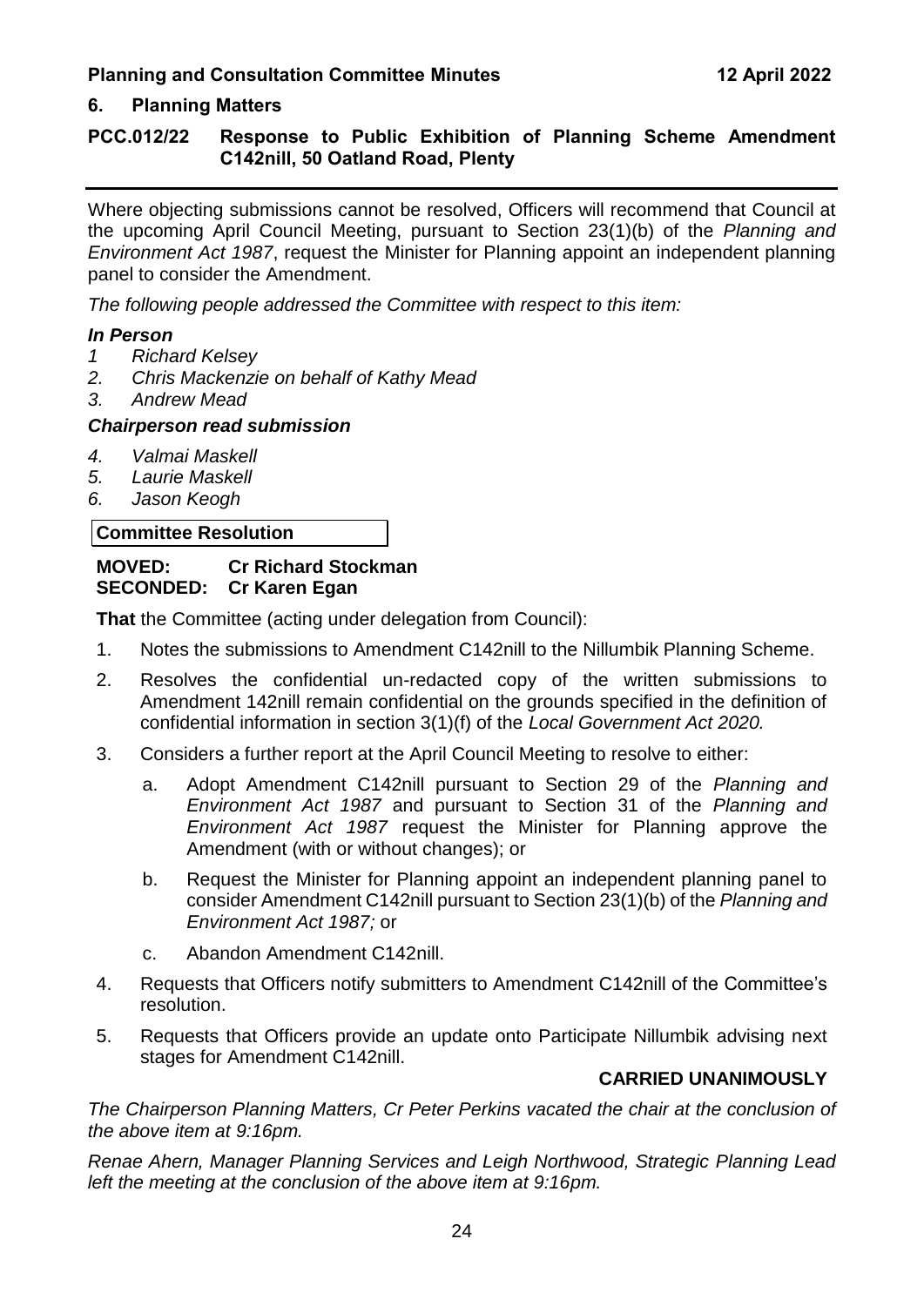## 6. Planning Matters

### PCC.012/22 Response to Public Exhibition of Planning Scheme Amendment C142nill, 50 Oatland Road, Plenty

Where objecting submissions cannot be resolved, Officers will recommend that Council at the upcoming April Council Meeting, pursuant to Section 23(1)(b) of the *Planning and Environment Act 1987*, request the Minister for Planning appoint an independent planning panel to consider the Amendment.

*The following people addressed the Committee with respect to this item:*

***In Person***

*1 Richard Kelsey*
*2. Chris Mackenzie on behalf of Kathy Mead*
*3. Andrew Mead*

***Chairperson read submission***

*4. Valmai Maskell*
*5. Laurie Maskell*
*6. Jason Keogh*

**Committee Resolution**

**MOVED: Cr Richard Stockman**
**SECONDED: Cr Karen Egan**

**That** the Committee (acting under delegation from Council):

1. Notes the submissions to Amendment C142nill to the Nillumbik Planning Scheme.
2. Resolves the confidential un-redacted copy of the written submissions to Amendment 142nill remain confidential on the grounds specified in the definition of confidential information in section 3(1)(f) of the *Local Government Act 2020.*
3. Considers a further report at the April Council Meeting to resolve to either:
   a. Adopt Amendment C142nill pursuant to Section 29 of the *Planning and Environment Act 1987* and pursuant to Section 31 of the *Planning and Environment Act 1987* request the Minister for Planning approve the Amendment (with or without changes); or
   b. Request the Minister for Planning appoint an independent planning panel to consider Amendment C142nill pursuant to Section 23(1)(b) of the *Planning and Environment Act 1987;* or
   c. Abandon Amendment C142nill.
4. Requests that Officers notify submitters to Amendment C142nill of the Committee's resolution.
5. Requests that Officers provide an update onto Participate Nillumbik advising next stages for Amendment C142nill.

**CARRIED UNANIMOUSLY**

*The Chairperson Planning Matters, Cr Peter Perkins vacated the chair at the conclusion of the above item at 9:16pm.*

*Renae Ahern, Manager Planning Services and Leigh Northwood, Strategic Planning Lead left the meeting at the conclusion of the above item at 9:16pm.*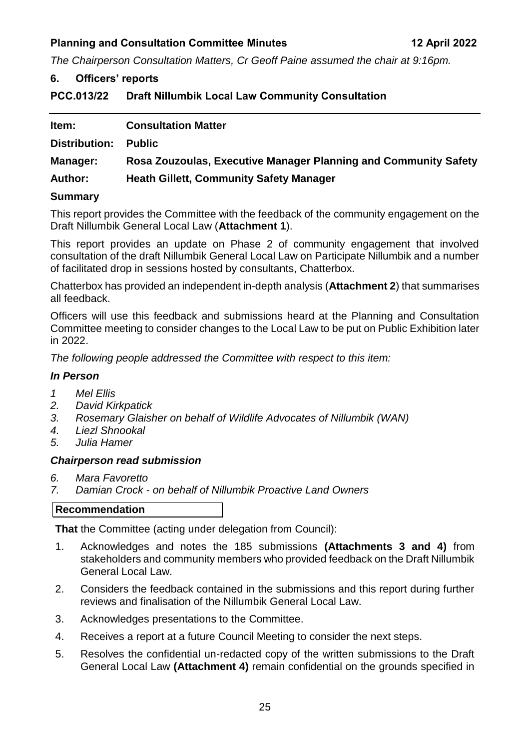*The Chairperson Consultation Matters, Cr Geoff Paine assumed the chair at 9:16pm.*

## 6. Officers' reports

## PCC.013/22 Draft Nillumbik Local Law Community Consultation

| | |
|---|---|
| **Item:** | **Consultation Matter** |
| **Distribution:** | **Public** |
| **Manager:** | **Rosa Zouzoulas, Executive Manager Planning and Community Safety** |
| **Author:** | **Heath Gillett, Community Safety Manager** |

### Summary

This report provides the Committee with the feedback of the community engagement on the Draft Nillumbik General Local Law (**Attachment 1**).

This report provides an update on Phase 2 of community engagement that involved consultation of the draft Nillumbik General Local Law on Participate Nillumbik and a number of facilitated drop in sessions hosted by consultants, Chatterbox.

Chatterbox has provided an independent in-depth analysis (**Attachment 2**) that summarises all feedback.

Officers will use this feedback and submissions heard at the Planning and Consultation Committee meeting to consider changes to the Local Law to be put on Public Exhibition later in 2022.

*The following people addressed the Committee with respect to this item:*

### *In Person*

1. *Mel Ellis*
2. *David Kirkpatick*
3. *Rosemary Glaisher on behalf of Wildlife Advocates of Nillumbik (WAN)*
4. *Liezl Shnookal*
5. *Julia Hamer*

### *Chairperson read submission*

6. *Mara Favoretto*
7. *Damian Crock - on behalf of Nillumbik Proactive Land Owners*

**Recommendation**

**That** the Committee (acting under delegation from Council):

1. Acknowledges and notes the 185 submissions **(Attachments 3 and 4)** from stakeholders and community members who provided feedback on the Draft Nillumbik General Local Law.
2. Considers the feedback contained in the submissions and this report during further reviews and finalisation of the Nillumbik General Local Law.
3. Acknowledges presentations to the Committee.
4. Receives a report at a future Council Meeting to consider the next steps.
5. Resolves the confidential un-redacted copy of the written submissions to the Draft General Local Law **(Attachment 4)** remain confidential on the grounds specified in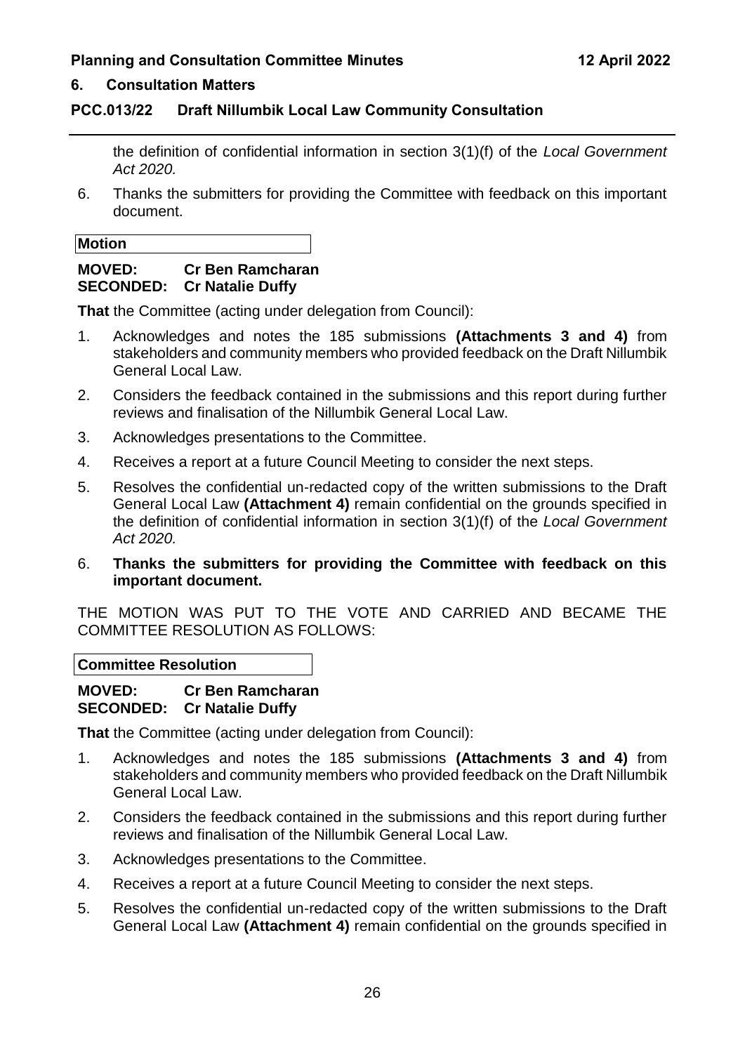## 6. Consultation Matters

### PCC.013/22 Draft Nillumbik Local Law Community Consultation

the definition of confidential information in section 3(1)(f) of the *Local Government Act 2020.*

6. Thanks the submitters for providing the Committee with feedback on this important document.

**Motion**

**MOVED: Cr Ben Ramcharan**
**SECONDED: Cr Natalie Duffy**

**That** the Committee (acting under delegation from Council):

1. Acknowledges and notes the 185 submissions **(Attachments 3 and 4)** from stakeholders and community members who provided feedback on the Draft Nillumbik General Local Law.
2. Considers the feedback contained in the submissions and this report during further reviews and finalisation of the Nillumbik General Local Law.
3. Acknowledges presentations to the Committee.
4. Receives a report at a future Council Meeting to consider the next steps.
5. Resolves the confidential un-redacted copy of the written submissions to the Draft General Local Law **(Attachment 4)** remain confidential on the grounds specified in the definition of confidential information in section 3(1)(f) of the *Local Government Act 2020.*
6. **Thanks the submitters for providing the Committee with feedback on this important document.**

THE MOTION WAS PUT TO THE VOTE AND CARRIED AND BECAME THE COMMITTEE RESOLUTION AS FOLLOWS:

**Committee Resolution**

**MOVED: Cr Ben Ramcharan**
**SECONDED: Cr Natalie Duffy**

**That** the Committee (acting under delegation from Council):

1. Acknowledges and notes the 185 submissions **(Attachments 3 and 4)** from stakeholders and community members who provided feedback on the Draft Nillumbik General Local Law.
2. Considers the feedback contained in the submissions and this report during further reviews and finalisation of the Nillumbik General Local Law.
3. Acknowledges presentations to the Committee.
4. Receives a report at a future Council Meeting to consider the next steps.
5. Resolves the confidential un-redacted copy of the written submissions to the Draft General Local Law **(Attachment 4)** remain confidential on the grounds specified in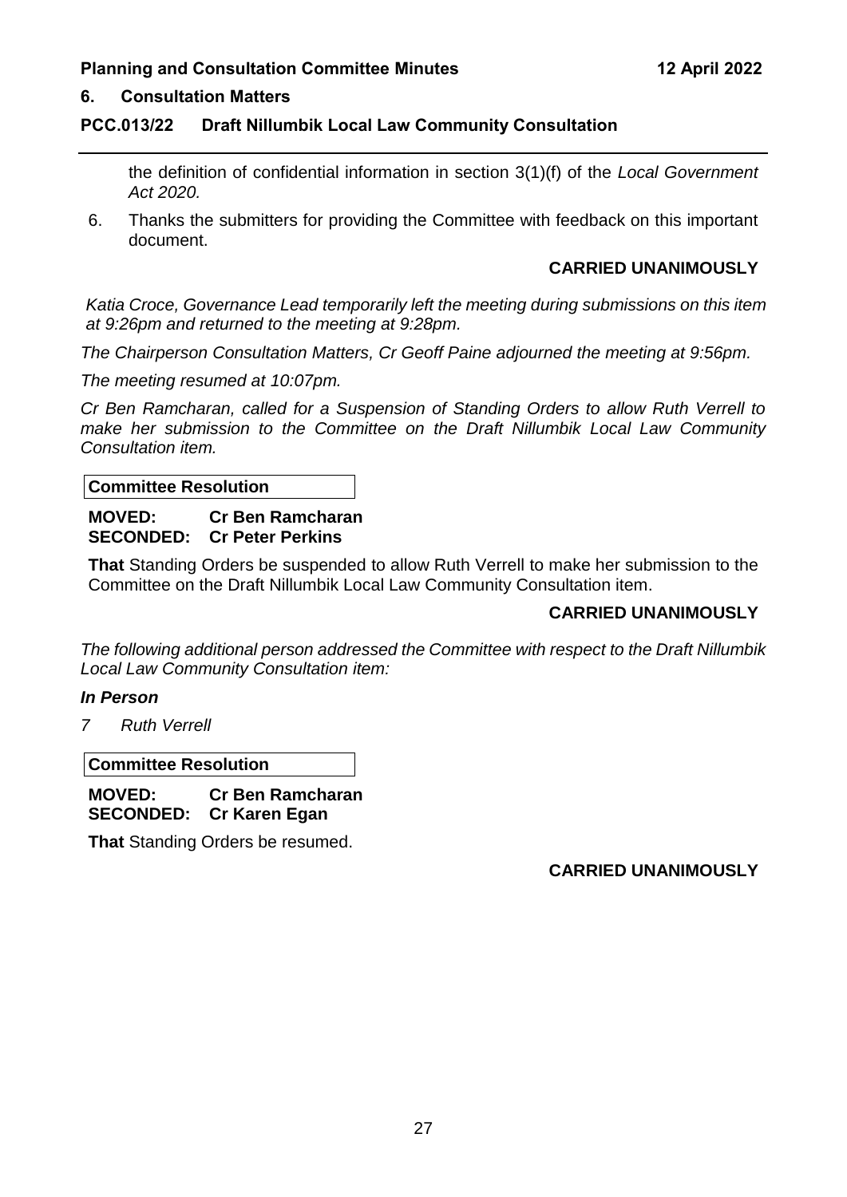the definition of confidential information in section 3(1)(f) of the *Local Government Act 2020.*

6. Thanks the submitters for providing the Committee with feedback on this important document.

**CARRIED UNANIMOUSLY**

*Katia Croce, Governance Lead temporarily left the meeting during submissions on this item at 9:26pm and returned to the meeting at 9:28pm.*

*The Chairperson Consultation Matters, Cr Geoff Paine adjourned the meeting at 9:56pm.*

*The meeting resumed at 10:07pm.*

*Cr Ben Ramcharan, called for a Suspension of Standing Orders to allow Ruth Verrell to make her submission to the Committee on the Draft Nillumbik Local Law Community Consultation item.*

**Committee Resolution**

**MOVED: Cr Ben Ramcharan**
**SECONDED: Cr Peter Perkins**

**That** Standing Orders be suspended to allow Ruth Verrell to make her submission to the Committee on the Draft Nillumbik Local Law Community Consultation item.

**CARRIED UNANIMOUSLY**

*The following additional person addressed the Committee with respect to the Draft Nillumbik Local Law Community Consultation item:*

***In Person***

*7 Ruth Verrell*

**Committee Resolution**

**MOVED: Cr Ben Ramcharan**
**SECONDED: Cr Karen Egan**

**That** Standing Orders be resumed.

**CARRIED UNANIMOUSLY**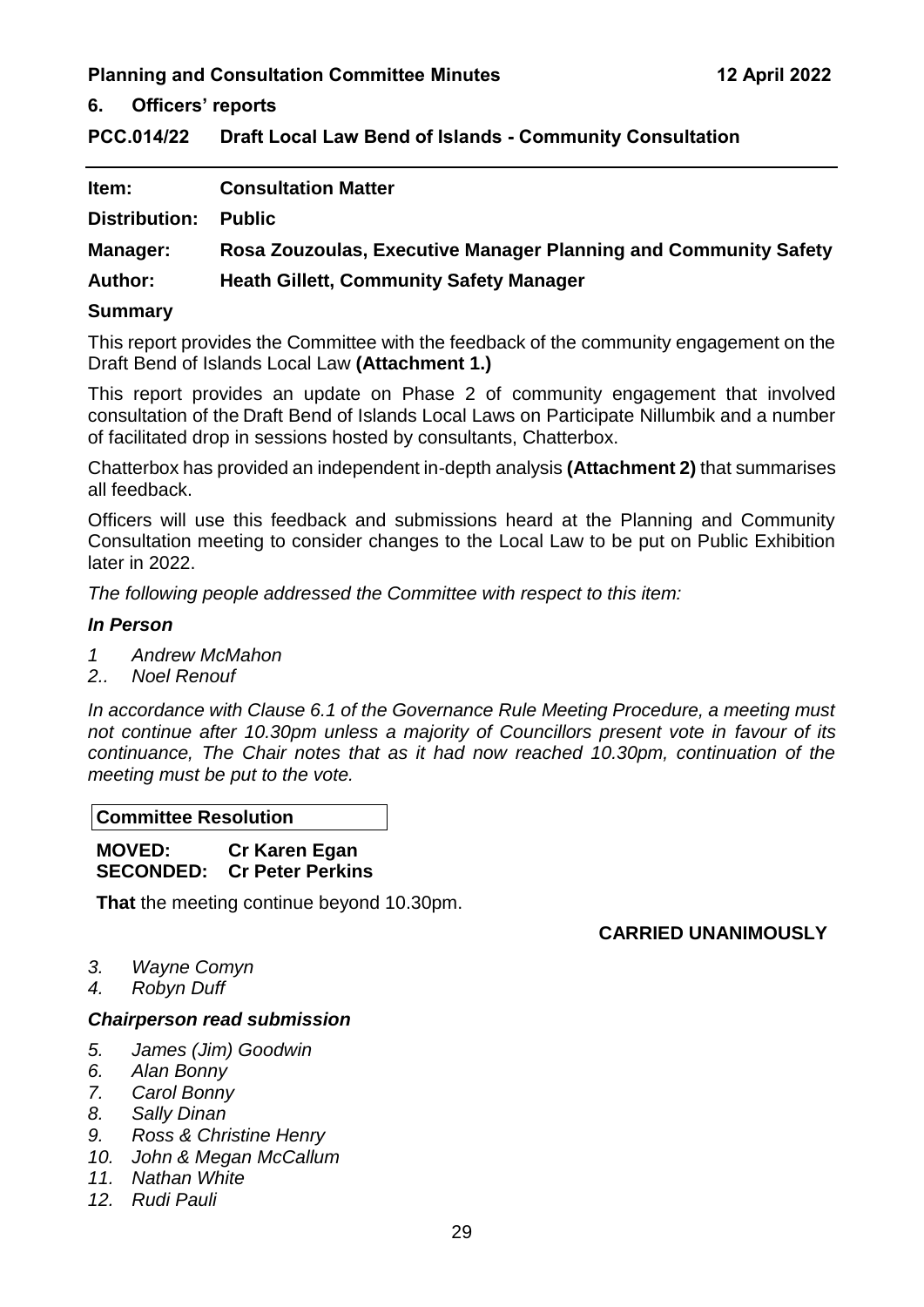## 6. Officers' reports

### PCC.014/22 Draft Local Law Bend of Islands - Community Consultation

| | |
|---|---|
| **Item:** | **Consultation Matter** |
| **Distribution:** | **Public** |
| **Manager:** | **Rosa Zouzoulas, Executive Manager Planning and Community Safety** |
| **Author:** | **Heath Gillett, Community Safety Manager** |

### Summary

This report provides the Committee with the feedback of the community engagement on the Draft Bend of Islands Local Law **(Attachment 1.)**

This report provides an update on Phase 2 of community engagement that involved consultation of the Draft Bend of Islands Local Laws on Participate Nillumbik and a number of facilitated drop in sessions hosted by consultants, Chatterbox.

Chatterbox has provided an independent in-depth analysis **(Attachment 2)** that summarises all feedback.

Officers will use this feedback and submissions heard at the Planning and Community Consultation meeting to consider changes to the Local Law to be put on Public Exhibition later in 2022.

*The following people addressed the Committee with respect to this item:*

***In Person***

*1 Andrew McMahon*
*2.. Noel Renouf*

*In accordance with Clause 6.1 of the Governance Rule Meeting Procedure, a meeting must not continue after 10.30pm unless a majority of Councillors present vote in favour of its continuance, The Chair notes that as it had now reached 10.30pm, continuation of the meeting must be put to the vote.*

**Committee Resolution**

**MOVED: Cr Karen Egan**
**SECONDED: Cr Peter Perkins**

**That** the meeting continue beyond 10.30pm.

**CARRIED UNANIMOUSLY**

*3. Wayne Comyn*
*4. Robyn Duff*

***Chairperson read submission***

*5. James (Jim) Goodwin*
*6. Alan Bonny*
*7. Carol Bonny*
*8. Sally Dinan*
*9. Ross & Christine Henry*
*10. John & Megan McCallum*
*11. Nathan White*
*12. Rudi Pauli*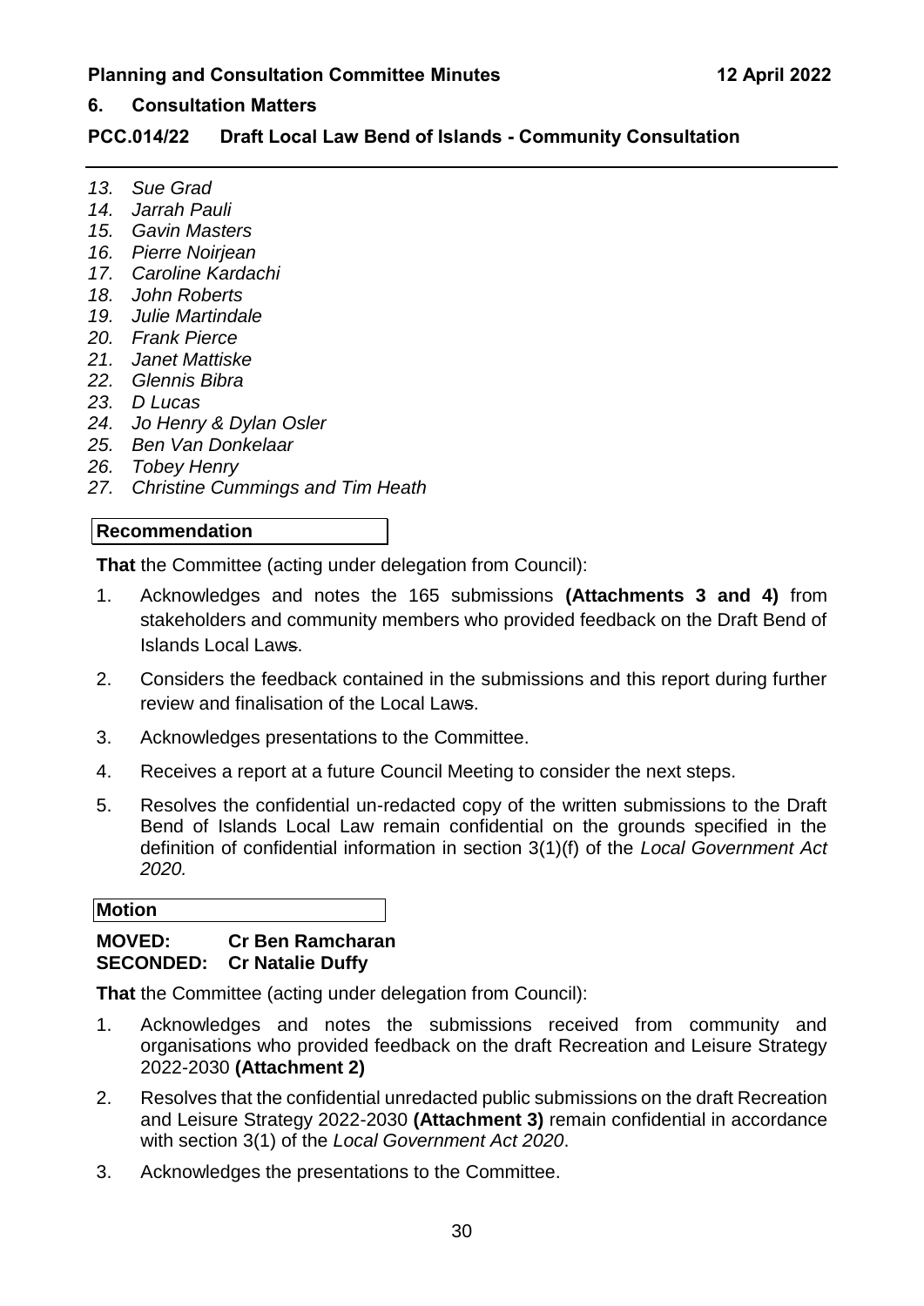## 6. Consultation Matters

### PCC.014/22 Draft Local Law Bend of Islands - Community Consultation

13. *Sue Grad*
14. *Jarrah Pauli*
15. *Gavin Masters*
16. *Pierre Noirjean*
17. *Caroline Kardachi*
18. *John Roberts*
19. *Julie Martindale*
20. *Frank Pierce*
21. *Janet Mattiske*
22. *Glennis Bibra*
23. *D Lucas*
24. *Jo Henry & Dylan Osler*
25. *Ben Van Donkelaar*
26. *Tobey Henry*
27. *Christine Cummings and Tim Heath*

**Recommendation**

**That** the Committee (acting under delegation from Council):

1. Acknowledges and notes the 165 submissions **(Attachments 3 and 4)** from stakeholders and community members who provided feedback on the Draft Bend of Islands Local Laws.
2. Considers the feedback contained in the submissions and this report during further review and finalisation of the Local Laws.
3. Acknowledges presentations to the Committee.
4. Receives a report at a future Council Meeting to consider the next steps.
5. Resolves the confidential un-redacted copy of the written submissions to the Draft Bend of Islands Local Law remain confidential on the grounds specified in the definition of confidential information in section 3(1)(f) of the *Local Government Act 2020.*

**Motion**

**MOVED: Cr Ben Ramcharan**
**SECONDED: Cr Natalie Duffy**

**That** the Committee (acting under delegation from Council):

1. Acknowledges and notes the submissions received from community and organisations who provided feedback on the draft Recreation and Leisure Strategy 2022-2030 **(Attachment 2)**
2. Resolves that the confidential unredacted public submissions on the draft Recreation and Leisure Strategy 2022-2030 **(Attachment 3)** remain confidential in accordance with section 3(1) of the *Local Government Act 2020*.
3. Acknowledges the presentations to the Committee.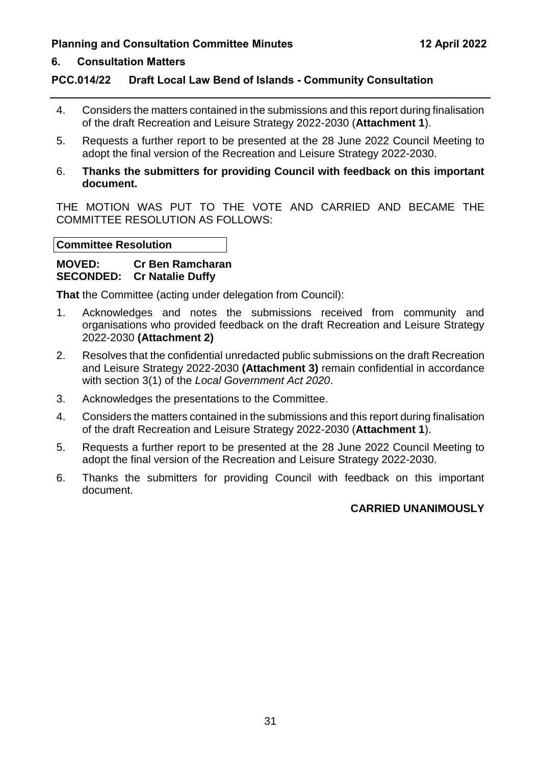## 6. Consultation Matters

### PCC.014/22 Draft Local Law Bend of Islands - Community Consultation

4. Considers the matters contained in the submissions and this report during finalisation of the draft Recreation and Leisure Strategy 2022-2030 (**Attachment 1**).
5. Requests a further report to be presented at the 28 June 2022 Council Meeting to adopt the final version of the Recreation and Leisure Strategy 2022-2030.
6. **Thanks the submitters for providing Council with feedback on this important document.**

THE MOTION WAS PUT TO THE VOTE AND CARRIED AND BECAME THE COMMITTEE RESOLUTION AS FOLLOWS:

**Committee Resolution**

**MOVED: Cr Ben Ramcharan**
**SECONDED: Cr Natalie Duffy**

**That** the Committee (acting under delegation from Council):

1. Acknowledges and notes the submissions received from community and organisations who provided feedback on the draft Recreation and Leisure Strategy 2022-2030 **(Attachment 2)**
2. Resolves that the confidential unredacted public submissions on the draft Recreation and Leisure Strategy 2022-2030 **(Attachment 3)** remain confidential in accordance with section 3(1) of the *Local Government Act 2020*.
3. Acknowledges the presentations to the Committee.
4. Considers the matters contained in the submissions and this report during finalisation of the draft Recreation and Leisure Strategy 2022-2030 (**Attachment 1**).
5. Requests a further report to be presented at the 28 June 2022 Council Meeting to adopt the final version of the Recreation and Leisure Strategy 2022-2030.
6. Thanks the submitters for providing Council with feedback on this important document.

**CARRIED UNANIMOUSLY**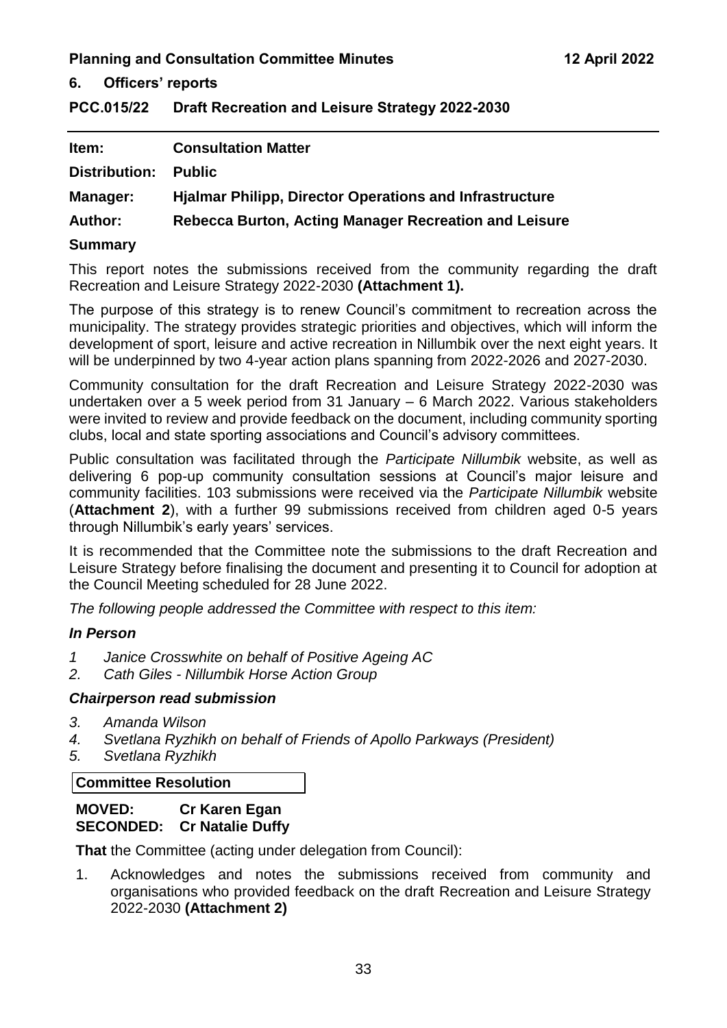## 6. Officers' reports

## PCC.015/22 Draft Recreation and Leisure Strategy 2022-2030

| | |
|---|---|
| **Item:** | **Consultation Matter** |
| **Distribution:** | **Public** |
| **Manager:** | **Hjalmar Philipp, Director Operations and Infrastructure** |
| **Author:** | **Rebecca Burton, Acting Manager Recreation and Leisure** |

### Summary

This report notes the submissions received from the community regarding the draft Recreation and Leisure Strategy 2022-2030 **(Attachment 1).**

The purpose of this strategy is to renew Council's commitment to recreation across the municipality. The strategy provides strategic priorities and objectives, which will inform the development of sport, leisure and active recreation in Nillumbik over the next eight years. It will be underpinned by two 4-year action plans spanning from 2022-2026 and 2027-2030.

Community consultation for the draft Recreation and Leisure Strategy 2022-2030 was undertaken over a 5 week period from 31 January – 6 March 2022. Various stakeholders were invited to review and provide feedback on the document, including community sporting clubs, local and state sporting associations and Council's advisory committees.

Public consultation was facilitated through the *Participate Nillumbik* website, as well as delivering 6 pop-up community consultation sessions at Council's major leisure and community facilities. 103 submissions were received via the *Participate Nillumbik* website (**Attachment 2**), with a further 99 submissions received from children aged 0-5 years through Nillumbik's early years' services.

It is recommended that the Committee note the submissions to the draft Recreation and Leisure Strategy before finalising the document and presenting it to Council for adoption at the Council Meeting scheduled for 28 June 2022.

*The following people addressed the Committee with respect to this item:*

### *In Person*

1. *Janice Crosswhite on behalf of Positive Ageing AC*
2. *Cath Giles - Nillumbik Horse Action Group*

### *Chairperson read submission*

3. *Amanda Wilson*
4. *Svetlana Ryzhikh on behalf of Friends of Apollo Parkways (President)*
5. *Svetlana Ryzhikh*

**Committee Resolution**

**MOVED: Cr Karen Egan**
**SECONDED: Cr Natalie Duffy**

**That** the Committee (acting under delegation from Council):

1. Acknowledges and notes the submissions received from community and organisations who provided feedback on the draft Recreation and Leisure Strategy 2022-2030 **(Attachment 2)**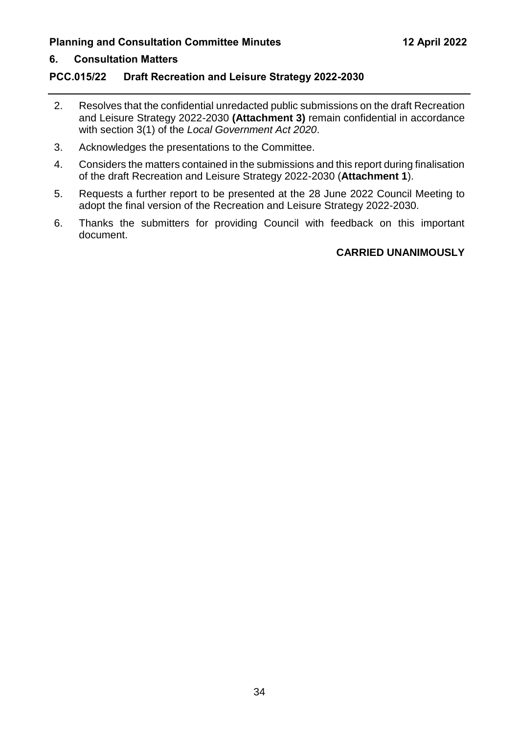## 6. Consultation Matters

### PCC.015/22 Draft Recreation and Leisure Strategy 2022-2030

2. Resolves that the confidential unredacted public submissions on the draft Recreation and Leisure Strategy 2022-2030 **(Attachment 3)** remain confidential in accordance with section 3(1) of the *Local Government Act 2020*.
3. Acknowledges the presentations to the Committee.
4. Considers the matters contained in the submissions and this report during finalisation of the draft Recreation and Leisure Strategy 2022-2030 (**Attachment 1**).
5. Requests a further report to be presented at the 28 June 2022 Council Meeting to adopt the final version of the Recreation and Leisure Strategy 2022-2030.
6. Thanks the submitters for providing Council with feedback on this important document.

**CARRIED UNANIMOUSLY**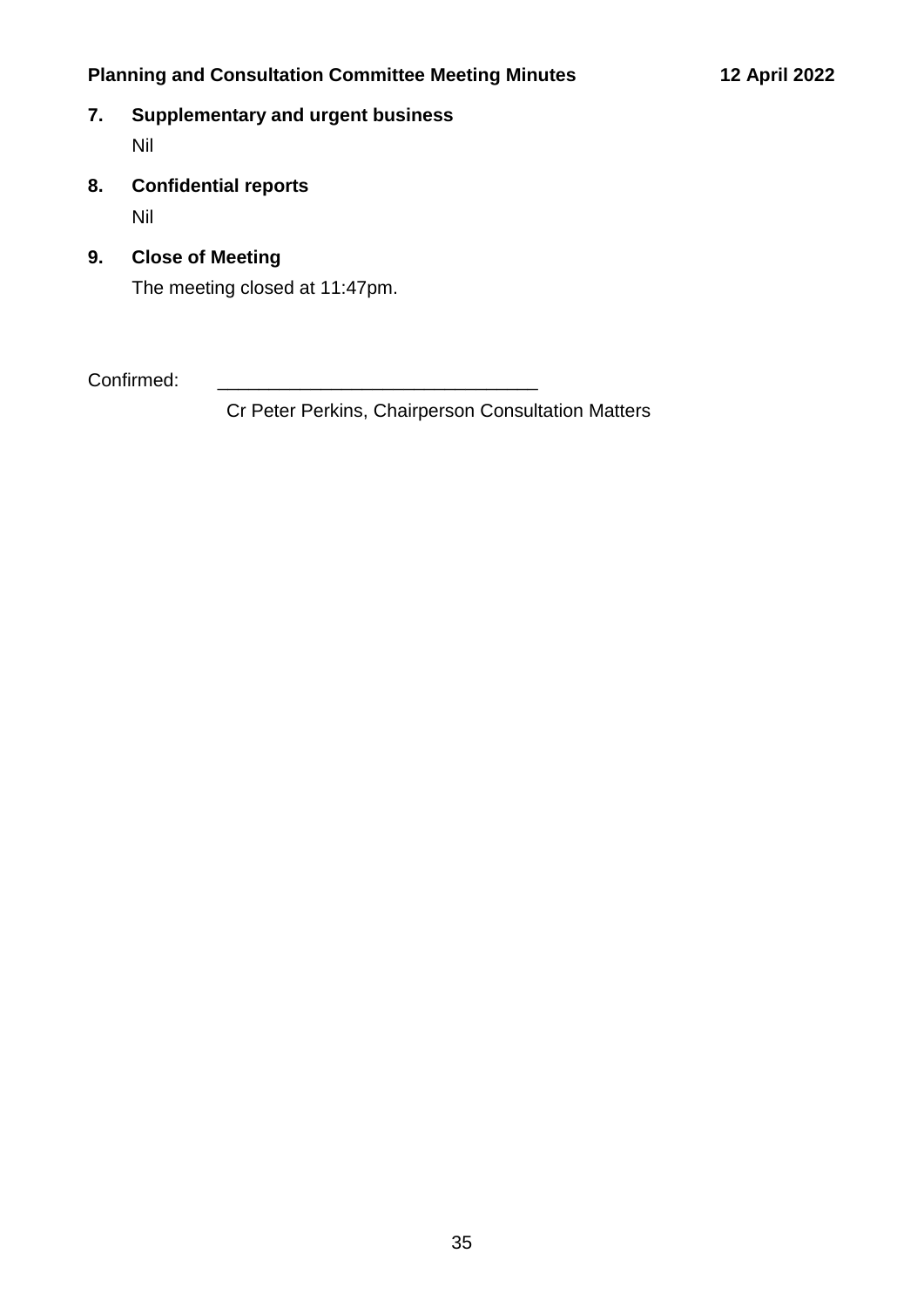## 7. Supplementary and urgent business

Nil

## 8. Confidential reports

Nil

## 9. Close of Meeting

The meeting closed at 11:47pm.

Confirmed: _______________________________

Cr Peter Perkins, Chairperson Consultation Matters